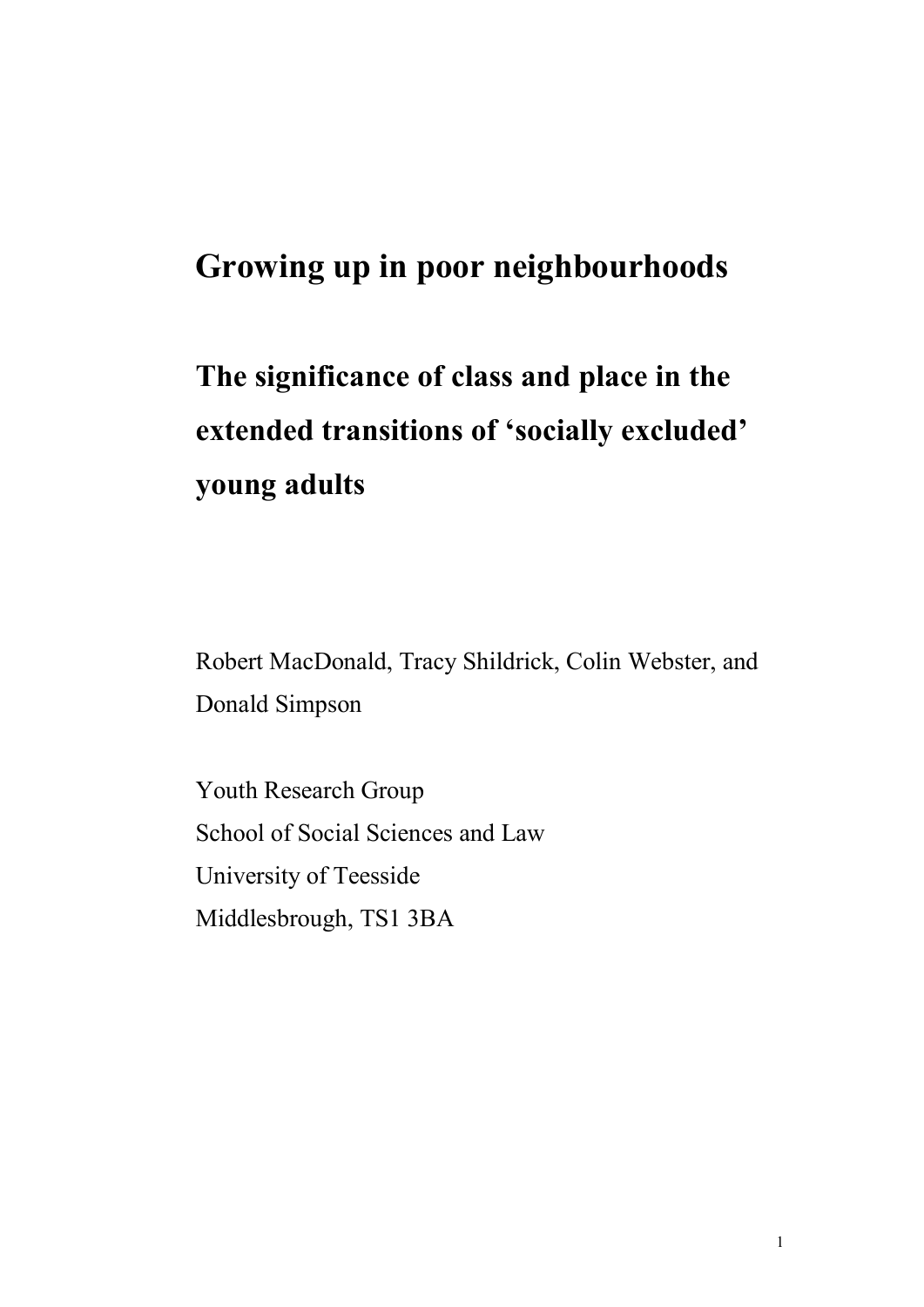# Growing up in poor neighbourhoods

## The significance of class and place in the extended transitions of 'socially excluded' young adults

Robert MacDonald, Tracy Shildrick, Colin Webster, and Donald Simpson

Youth Research Group
School of Social Sciences and Law
University of Teesside
Middlesbrough, TS1 3BA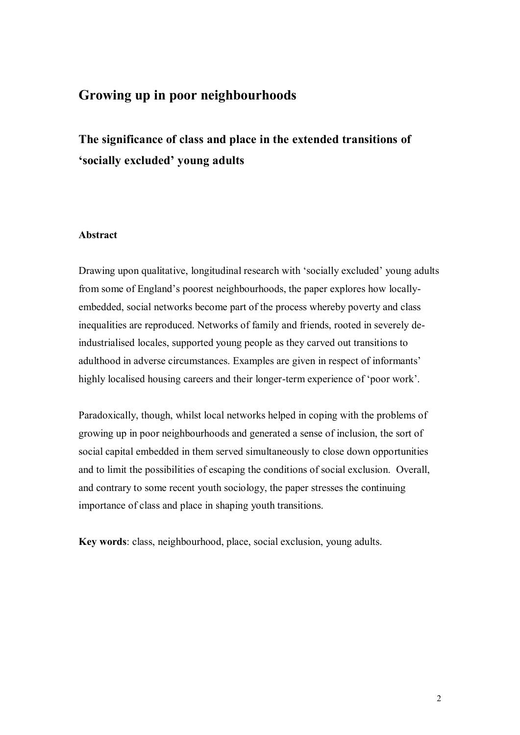# Growing up in poor neighbourhoods

## The significance of class and place in the extended transitions of 'socially excluded' young adults

### Abstract

Drawing upon qualitative, longitudinal research with 'socially excluded' young adults from some of England's poorest neighbourhoods, the paper explores how locally-embedded, social networks become part of the process whereby poverty and class inequalities are reproduced. Networks of family and friends, rooted in severely de-industrialised locales, supported young people as they carved out transitions to adulthood in adverse circumstances. Examples are given in respect of informants' highly localised housing careers and their longer-term experience of 'poor work'.

Paradoxically, though, whilst local networks helped in coping with the problems of growing up in poor neighbourhoods and generated a sense of inclusion, the sort of social capital embedded in them served simultaneously to close down opportunities and to limit the possibilities of escaping the conditions of social exclusion. Overall, and contrary to some recent youth sociology, the paper stresses the continuing importance of class and place in shaping youth transitions.

**Key words**: class, neighbourhood, place, social exclusion, young adults.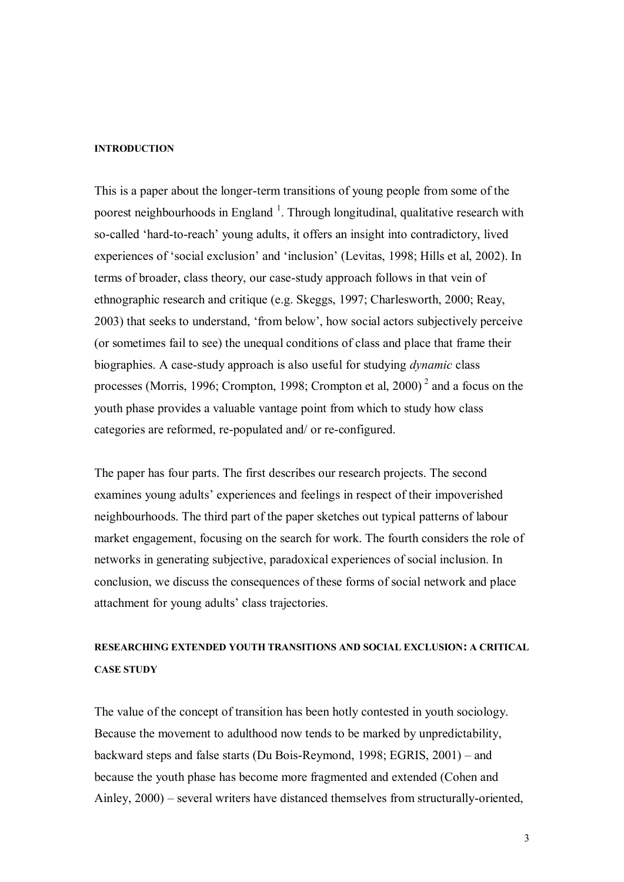## INTRODUCTION

This is a paper about the longer-term transitions of young people from some of the poorest neighbourhoods in England [1]. Through longitudinal, qualitative research with so-called 'hard-to-reach' young adults, it offers an insight into contradictory, lived experiences of 'social exclusion' and 'inclusion' (Levitas, 1998; Hills et al, 2002). In terms of broader, class theory, our case-study approach follows in that vein of ethnographic research and critique (e.g. Skeggs, 1997; Charlesworth, 2000; Reay, 2003) that seeks to understand, 'from below', how social actors subjectively perceive (or sometimes fail to see) the unequal conditions of class and place that frame their biographies. A case-study approach is also useful for studying *dynamic* class processes (Morris, 1996; Crompton, 1998; Crompton et al, 2000) [2] and a focus on the youth phase provides a valuable vantage point from which to study how class categories are reformed, re-populated and/ or re-configured.

The paper has four parts. The first describes our research projects. The second examines young adults' experiences and feelings in respect of their impoverished neighbourhoods. The third part of the paper sketches out typical patterns of labour market engagement, focusing on the search for work. The fourth considers the role of networks in generating subjective, paradoxical experiences of social inclusion. In conclusion, we discuss the consequences of these forms of social network and place attachment for young adults' class trajectories.

## RESEARCHING EXTENDED YOUTH TRANSITIONS AND SOCIAL EXCLUSION: A CRITICAL CASE STUDY

The value of the concept of transition has been hotly contested in youth sociology. Because the movement to adulthood now tends to be marked by unpredictability, backward steps and false starts (Du Bois-Reymond, 1998; EGRIS, 2001) – and because the youth phase has become more fragmented and extended (Cohen and Ainley, 2000) – several writers have distanced themselves from structurally-oriented,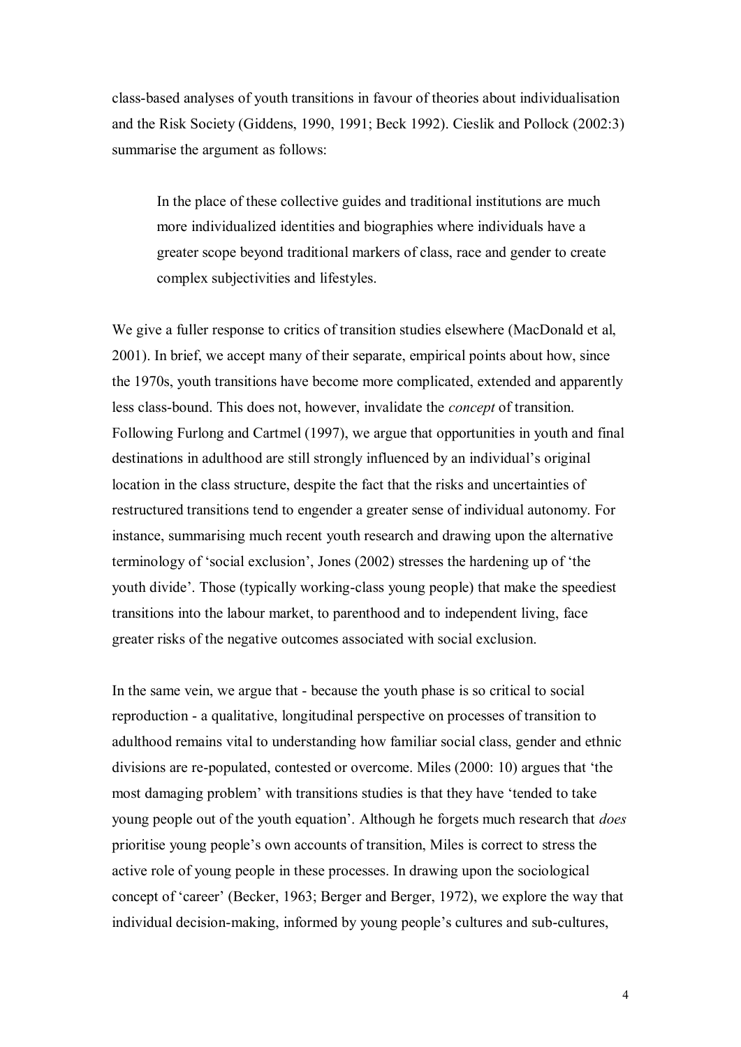class-based analyses of youth transitions in favour of theories about individualisation and the Risk Society (Giddens, 1990, 1991; Beck 1992). Cieslik and Pollock (2002:3) summarise the argument as follows:

> In the place of these collective guides and traditional institutions are much more individualized identities and biographies where individuals have a greater scope beyond traditional markers of class, race and gender to create complex subjectivities and lifestyles.

We give a fuller response to critics of transition studies elsewhere (MacDonald et al, 2001). In brief, we accept many of their separate, empirical points about how, since the 1970s, youth transitions have become more complicated, extended and apparently less class-bound. This does not, however, invalidate the *concept* of transition. Following Furlong and Cartmel (1997), we argue that opportunities in youth and final destinations in adulthood are still strongly influenced by an individual's original location in the class structure, despite the fact that the risks and uncertainties of restructured transitions tend to engender a greater sense of individual autonomy. For instance, summarising much recent youth research and drawing upon the alternative terminology of 'social exclusion', Jones (2002) stresses the hardening up of 'the youth divide'. Those (typically working-class young people) that make the speediest transitions into the labour market, to parenthood and to independent living, face greater risks of the negative outcomes associated with social exclusion.

In the same vein, we argue that - because the youth phase is so critical to social reproduction - a qualitative, longitudinal perspective on processes of transition to adulthood remains vital to understanding how familiar social class, gender and ethnic divisions are re-populated, contested or overcome. Miles (2000: 10) argues that 'the most damaging problem' with transitions studies is that they have 'tended to take young people out of the youth equation'. Although he forgets much research that *does* prioritise young people's own accounts of transition, Miles is correct to stress the active role of young people in these processes. In drawing upon the sociological concept of 'career' (Becker, 1963; Berger and Berger, 1972), we explore the way that individual decision-making, informed by young people's cultures and sub-cultures,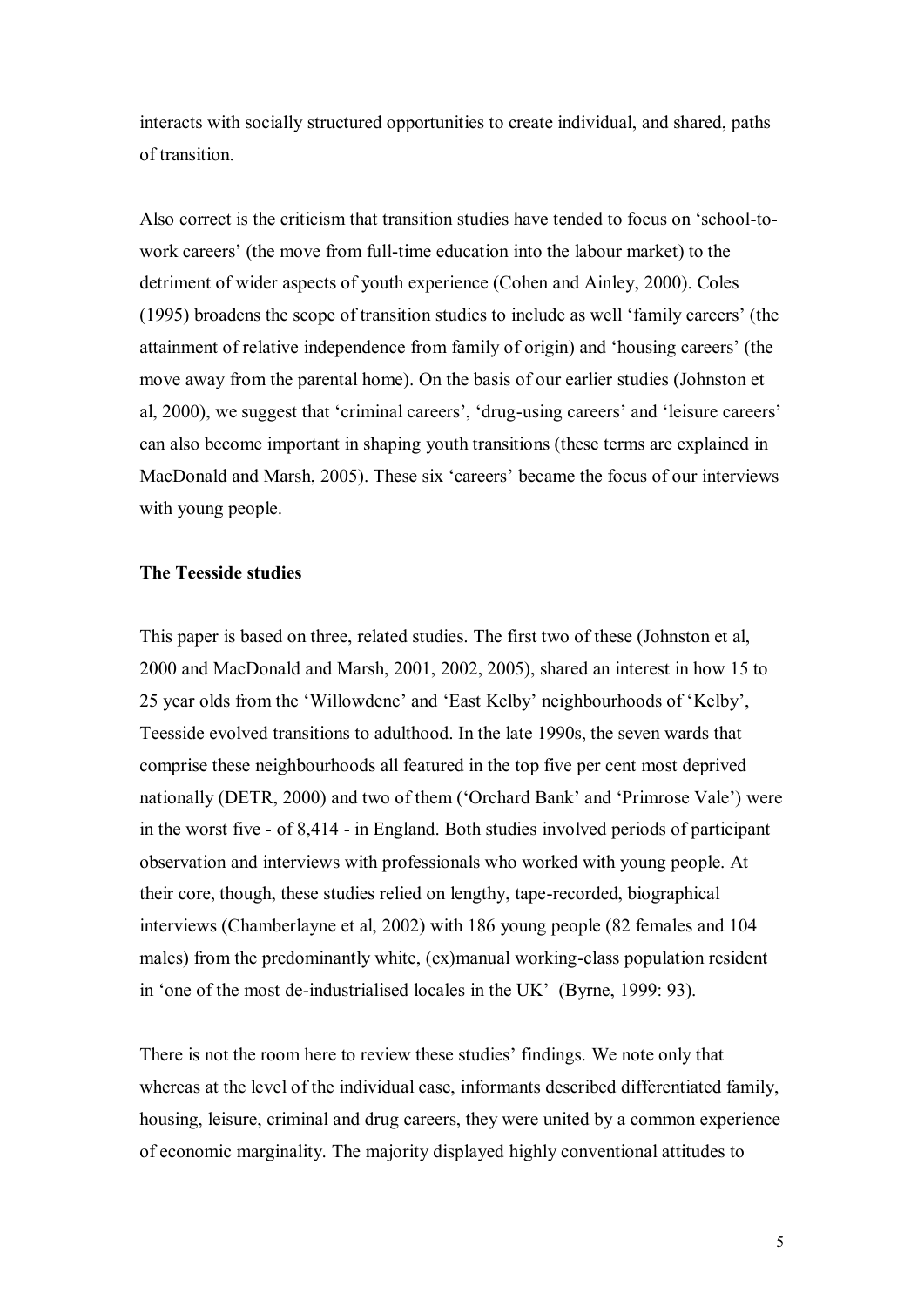interacts with socially structured opportunities to create individual, and shared, paths of transition.

Also correct is the criticism that transition studies have tended to focus on 'school-to-work careers' (the move from full-time education into the labour market) to the detriment of wider aspects of youth experience (Cohen and Ainley, 2000). Coles (1995) broadens the scope of transition studies to include as well 'family careers' (the attainment of relative independence from family of origin) and 'housing careers' (the move away from the parental home). On the basis of our earlier studies (Johnston et al, 2000), we suggest that 'criminal careers', 'drug-using careers' and 'leisure careers' can also become important in shaping youth transitions (these terms are explained in MacDonald and Marsh, 2005). These six 'careers' became the focus of our interviews with young people.

**The Teesside studies**

This paper is based on three, related studies. The first two of these (Johnston et al, 2000 and MacDonald and Marsh, 2001, 2002, 2005), shared an interest in how 15 to 25 year olds from the 'Willowdene' and 'East Kelby' neighbourhoods of 'Kelby', Teesside evolved transitions to adulthood. In the late 1990s, the seven wards that comprise these neighbourhoods all featured in the top five per cent most deprived nationally (DETR, 2000) and two of them ('Orchard Bank' and 'Primrose Vale') were in the worst five - of 8,414 - in England. Both studies involved periods of participant observation and interviews with professionals who worked with young people. At their core, though, these studies relied on lengthy, tape-recorded, biographical interviews (Chamberlayne et al, 2002) with 186 young people (82 females and 104 males) from the predominantly white, (ex)manual working-class population resident in 'one of the most de-industrialised locales in the UK' (Byrne, 1999: 93).

There is not the room here to review these studies' findings. We note only that whereas at the level of the individual case, informants described differentiated family, housing, leisure, criminal and drug careers, they were united by a common experience of economic marginality. The majority displayed highly conventional attitudes to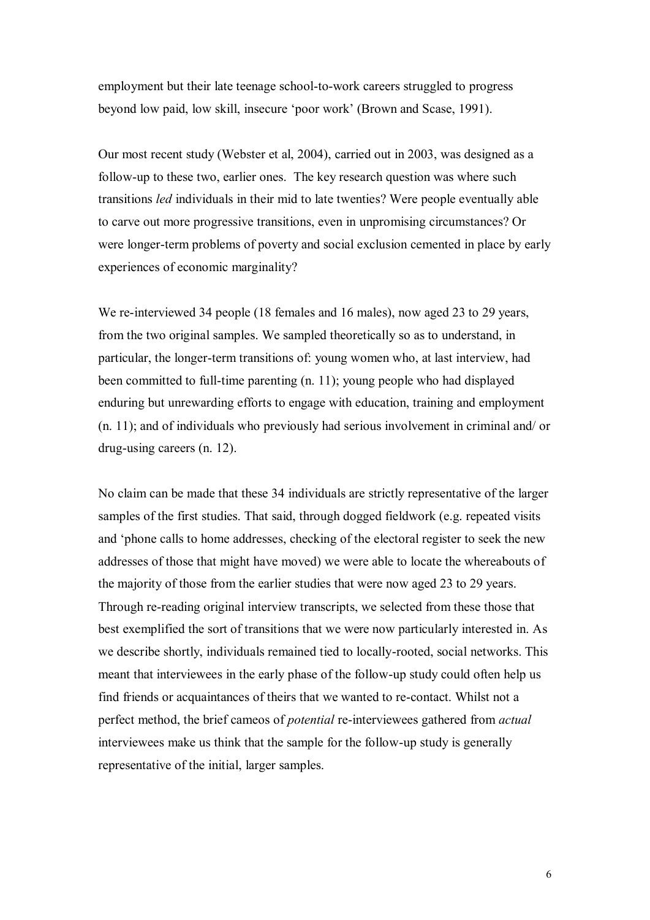employment but their late teenage school-to-work careers struggled to progress beyond low paid, low skill, insecure 'poor work' (Brown and Scase, 1991).

Our most recent study (Webster et al, 2004), carried out in 2003, was designed as a follow-up to these two, earlier ones. The key research question was where such transitions *led* individuals in their mid to late twenties? Were people eventually able to carve out more progressive transitions, even in unpromising circumstances? Or were longer-term problems of poverty and social exclusion cemented in place by early experiences of economic marginality?

We re-interviewed 34 people (18 females and 16 males), now aged 23 to 29 years, from the two original samples. We sampled theoretically so as to understand, in particular, the longer-term transitions of: young women who, at last interview, had been committed to full-time parenting (n. 11); young people who had displayed enduring but unrewarding efforts to engage with education, training and employment (n. 11); and of individuals who previously had serious involvement in criminal and/ or drug-using careers (n. 12).

No claim can be made that these 34 individuals are strictly representative of the larger samples of the first studies. That said, through dogged fieldwork (e.g. repeated visits and 'phone calls to home addresses, checking of the electoral register to seek the new addresses of those that might have moved) we were able to locate the whereabouts of the majority of those from the earlier studies that were now aged 23 to 29 years. Through re-reading original interview transcripts, we selected from these those that best exemplified the sort of transitions that we were now particularly interested in. As we describe shortly, individuals remained tied to locally-rooted, social networks. This meant that interviewees in the early phase of the follow-up study could often help us find friends or acquaintances of theirs that we wanted to re-contact. Whilst not a perfect method, the brief cameos of *potential* re-interviewees gathered from *actual* interviewees make us think that the sample for the follow-up study is generally representative of the initial, larger samples.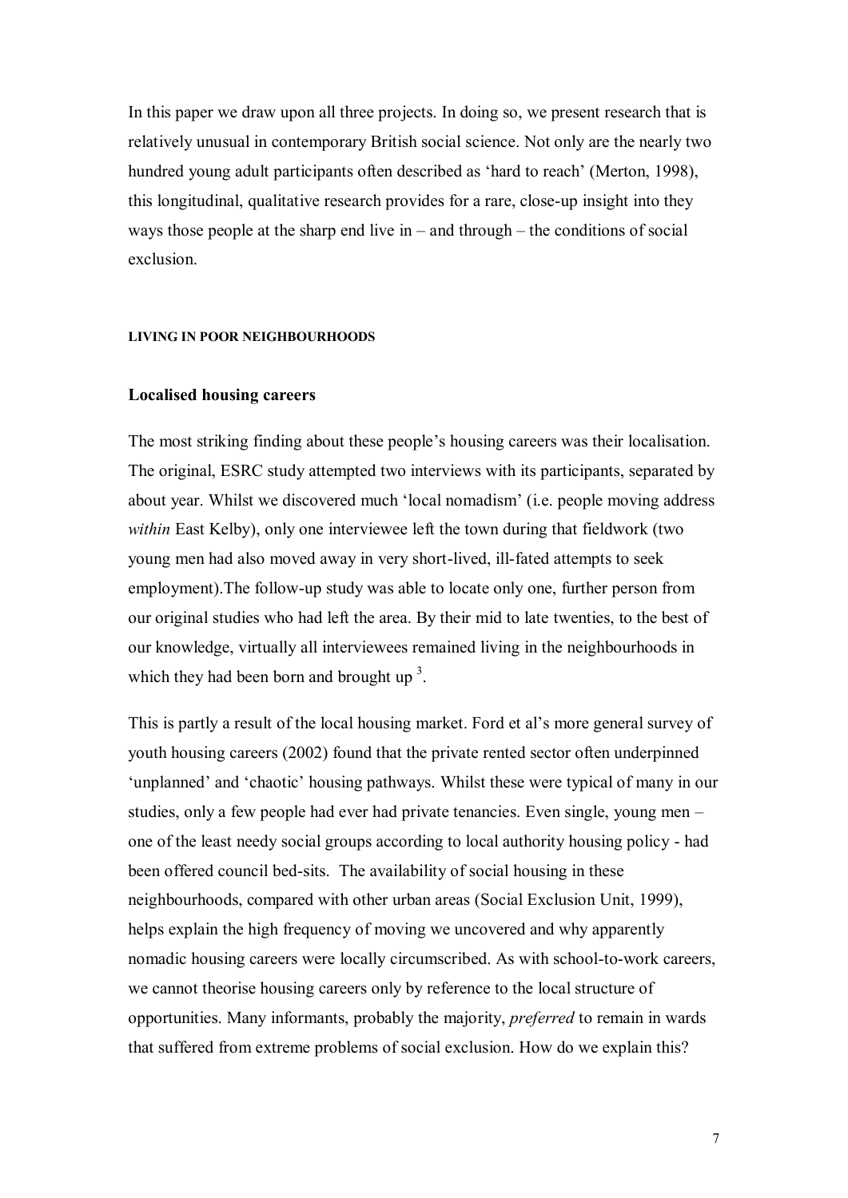In this paper we draw upon all three projects. In doing so, we present research that is relatively unusual in contemporary British social science. Not only are the nearly two hundred young adult participants often described as 'hard to reach' (Merton, 1998), this longitudinal, qualitative research provides for a rare, close-up insight into they ways those people at the sharp end live in – and through – the conditions of social exclusion.

## LIVING IN POOR NEIGHBOURHOODS

### Localised housing careers

The most striking finding about these people's housing careers was their localisation. The original, ESRC study attempted two interviews with its participants, separated by about year. Whilst we discovered much 'local nomadism' (i.e. people moving address *within* East Kelby), only one interviewee left the town during that fieldwork (two young men had also moved away in very short-lived, ill-fated attempts to seek employment).The follow-up study was able to locate only one, further person from our original studies who had left the area. By their mid to late twenties, to the best of our knowledge, virtually all interviewees remained living in the neighbourhoods in which they had been born and brought up [3].

This is partly a result of the local housing market. Ford et al's more general survey of youth housing careers (2002) found that the private rented sector often underpinned 'unplanned' and 'chaotic' housing pathways. Whilst these were typical of many in our studies, only a few people had ever had private tenancies. Even single, young men – one of the least needy social groups according to local authority housing policy - had been offered council bed-sits. The availability of social housing in these neighbourhoods, compared with other urban areas (Social Exclusion Unit, 1999), helps explain the high frequency of moving we uncovered and why apparently nomadic housing careers were locally circumscribed. As with school-to-work careers, we cannot theorise housing careers only by reference to the local structure of opportunities. Many informants, probably the majority, *preferred* to remain in wards that suffered from extreme problems of social exclusion. How do we explain this?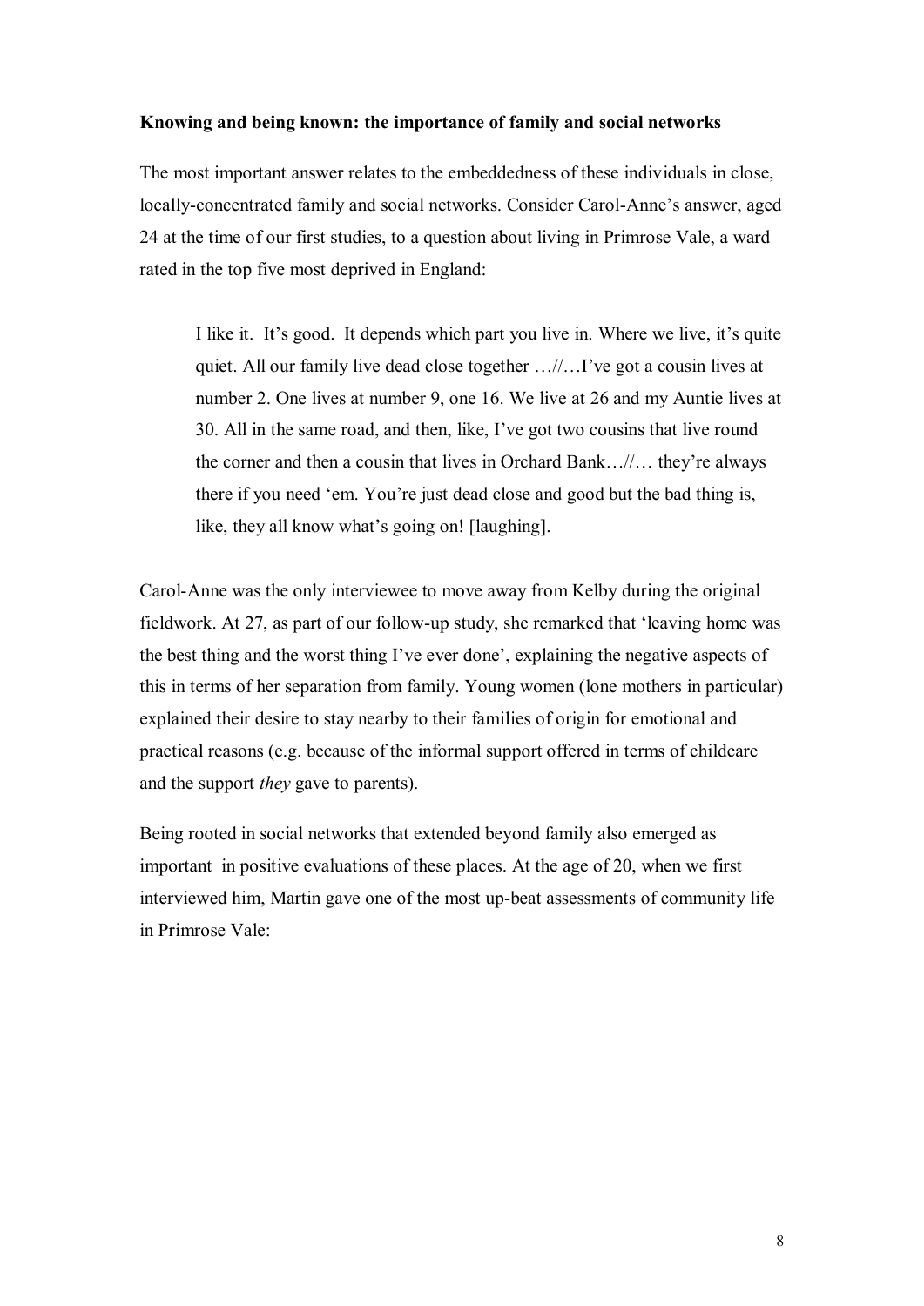**Knowing and being known: the importance of family and social networks**

The most important answer relates to the embeddedness of these individuals in close, locally-concentrated family and social networks. Consider Carol-Anne's answer, aged 24 at the time of our first studies, to a question about living in Primrose Vale, a ward rated in the top five most deprived in England:

> I like it. It's good. It depends which part you live in. Where we live, it's quite quiet. All our family live dead close together …//…I've got a cousin lives at number 2. One lives at number 9, one 16. We live at 26 and my Auntie lives at 30. All in the same road, and then, like, I've got two cousins that live round the corner and then a cousin that lives in Orchard Bank…//… they're always there if you need 'em. You're just dead close and good but the bad thing is, like, they all know what's going on! [laughing].

Carol-Anne was the only interviewee to move away from Kelby during the original fieldwork. At 27, as part of our follow-up study, she remarked that 'leaving home was the best thing and the worst thing I've ever done', explaining the negative aspects of this in terms of her separation from family. Young women (lone mothers in particular) explained their desire to stay nearby to their families of origin for emotional and practical reasons (e.g. because of the informal support offered in terms of childcare and the support *they* gave to parents).

Being rooted in social networks that extended beyond family also emerged as important in positive evaluations of these places. At the age of 20, when we first interviewed him, Martin gave one of the most up-beat assessments of community life in Primrose Vale: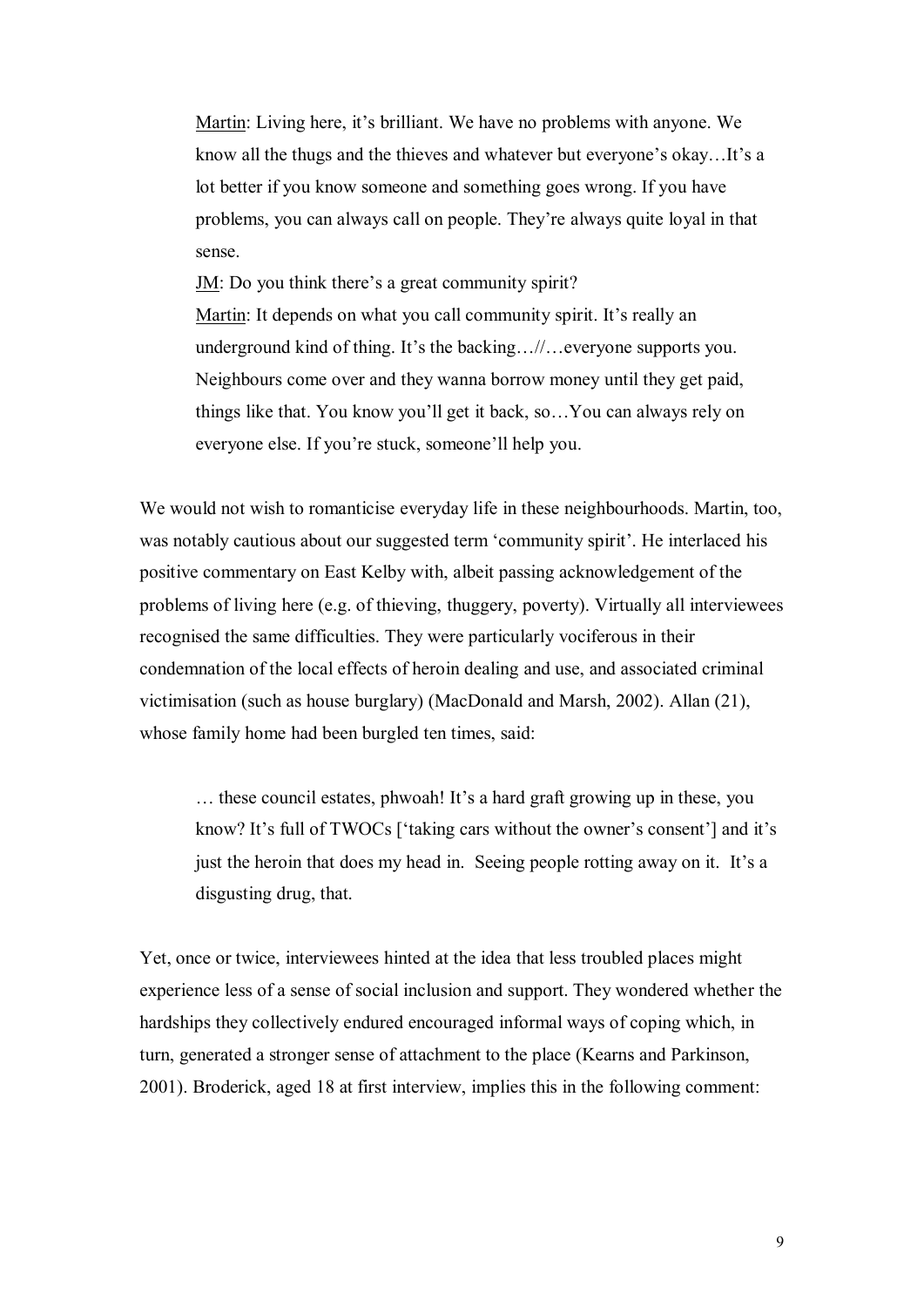> Martin: Living here, it's brilliant. We have no problems with anyone. We know all the thugs and the thieves and whatever but everyone's okay…It's a lot better if you know someone and something goes wrong. If you have problems, you can always call on people. They're always quite loyal in that sense.
>
> JM: Do you think there's a great community spirit?
>
> Martin: It depends on what you call community spirit. It's really an underground kind of thing. It's the backing…//…everyone supports you. Neighbours come over and they wanna borrow money until they get paid, things like that. You know you'll get it back, so…You can always rely on everyone else. If you're stuck, someone'll help you.

We would not wish to romanticise everyday life in these neighbourhoods. Martin, too, was notably cautious about our suggested term 'community spirit'. He interlaced his positive commentary on East Kelby with, albeit passing acknowledgement of the problems of living here (e.g. of thieving, thuggery, poverty). Virtually all interviewees recognised the same difficulties. They were particularly vociferous in their condemnation of the local effects of heroin dealing and use, and associated criminal victimisation (such as house burglary) (MacDonald and Marsh, 2002). Allan (21), whose family home had been burgled ten times, said:

> … these council estates, phwoah! It's a hard graft growing up in these, you know? It's full of TWOCs ['taking cars without the owner's consent'] and it's just the heroin that does my head in. Seeing people rotting away on it. It's a disgusting drug, that.

Yet, once or twice, interviewees hinted at the idea that less troubled places might experience less of a sense of social inclusion and support. They wondered whether the hardships they collectively endured encouraged informal ways of coping which, in turn, generated a stronger sense of attachment to the place (Kearns and Parkinson, 2001). Broderick, aged 18 at first interview, implies this in the following comment: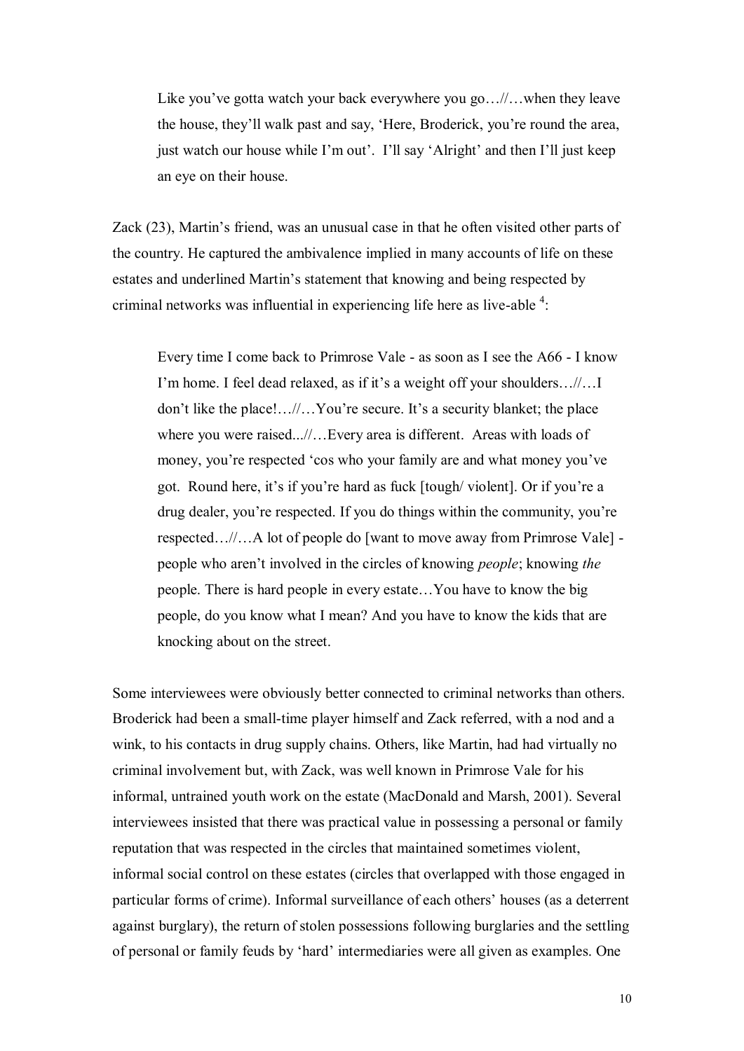> Like you've gotta watch your back everywhere you go…//…when they leave the house, they'll walk past and say, 'Here, Broderick, you're round the area, just watch our house while I'm out'. I'll say 'Alright' and then I'll just keep an eye on their house.

Zack (23), Martin's friend, was an unusual case in that he often visited other parts of the country. He captured the ambivalence implied in many accounts of life on these estates and underlined Martin's statement that knowing and being respected by criminal networks was influential in experiencing life here as live-able [4]:

> Every time I come back to Primrose Vale - as soon as I see the A66 - I know I'm home. I feel dead relaxed, as if it's a weight off your shoulders…//…I don't like the place!…//…You're secure. It's a security blanket; the place where you were raised...//…Every area is different. Areas with loads of money, you're respected 'cos who your family are and what money you've got. Round here, it's if you're hard as fuck [tough/ violent]. Or if you're a drug dealer, you're respected. If you do things within the community, you're respected…//…A lot of people do [want to move away from Primrose Vale] - people who aren't involved in the circles of knowing *people*; knowing *the* people. There is hard people in every estate…You have to know the big people, do you know what I mean? And you have to know the kids that are knocking about on the street.

Some interviewees were obviously better connected to criminal networks than others. Broderick had been a small-time player himself and Zack referred, with a nod and a wink, to his contacts in drug supply chains. Others, like Martin, had had virtually no criminal involvement but, with Zack, was well known in Primrose Vale for his informal, untrained youth work on the estate (MacDonald and Marsh, 2001). Several interviewees insisted that there was practical value in possessing a personal or family reputation that was respected in the circles that maintained sometimes violent, informal social control on these estates (circles that overlapped with those engaged in particular forms of crime). Informal surveillance of each others' houses (as a deterrent against burglary), the return of stolen possessions following burglaries and the settling of personal or family feuds by 'hard' intermediaries were all given as examples. One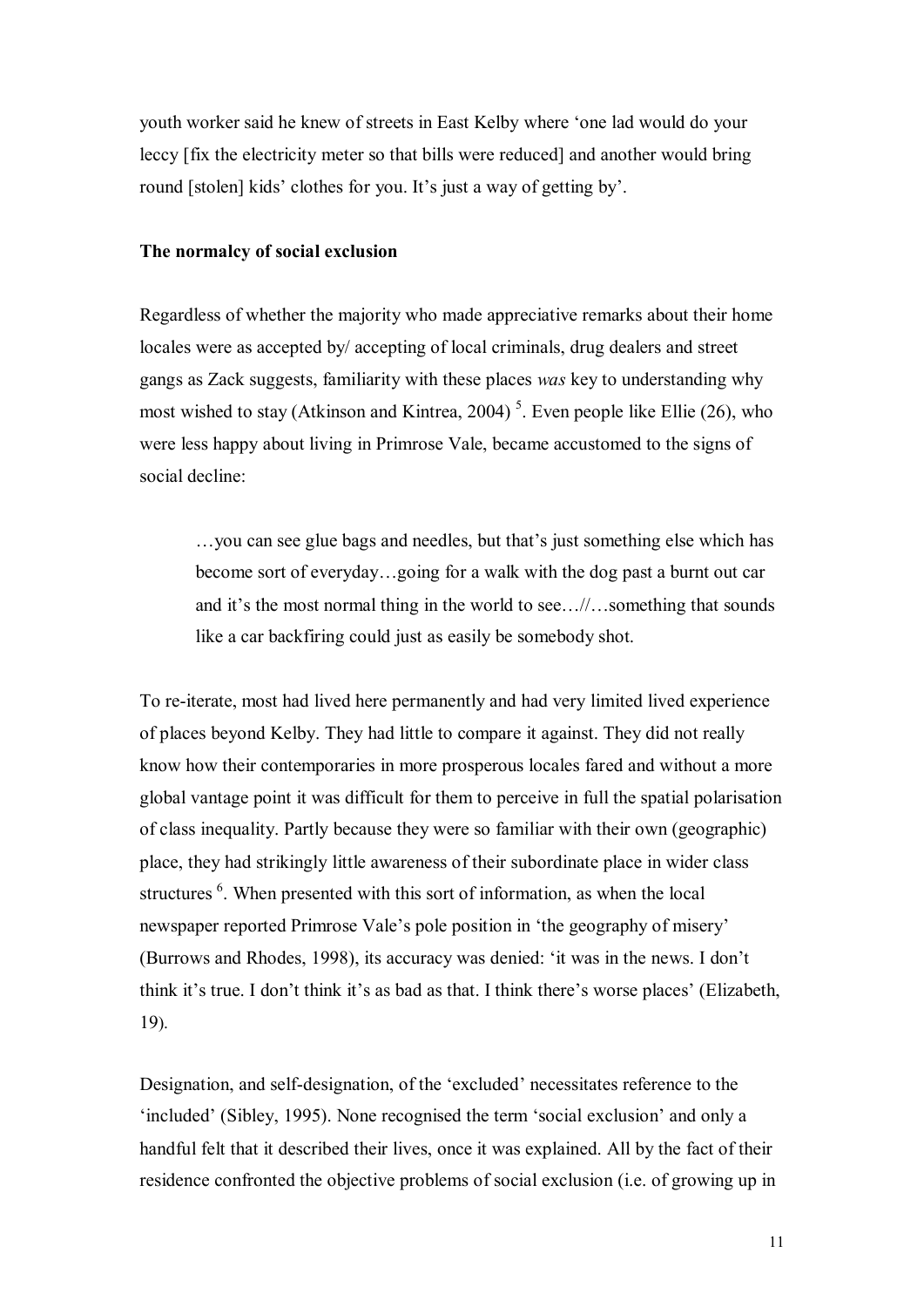youth worker said he knew of streets in East Kelby where 'one lad would do your leccy [fix the electricity meter so that bills were reduced] and another would bring round [stolen] kids' clothes for you. It's just a way of getting by'.

**The normalcy of social exclusion**

Regardless of whether the majority who made appreciative remarks about their home locales were as accepted by/ accepting of local criminals, drug dealers and street gangs as Zack suggests, familiarity with these places *was* key to understanding why most wished to stay (Atkinson and Kintrea, 2004) [5]. Even people like Ellie (26), who were less happy about living in Primrose Vale, became accustomed to the signs of social decline:

> …you can see glue bags and needles, but that's just something else which has become sort of everyday…going for a walk with the dog past a burnt out car and it's the most normal thing in the world to see…//…something that sounds like a car backfiring could just as easily be somebody shot.

To re-iterate, most had lived here permanently and had very limited lived experience of places beyond Kelby. They had little to compare it against. They did not really know how their contemporaries in more prosperous locales fared and without a more global vantage point it was difficult for them to perceive in full the spatial polarisation of class inequality. Partly because they were so familiar with their own (geographic) place, they had strikingly little awareness of their subordinate place in wider class structures [6]. When presented with this sort of information, as when the local newspaper reported Primrose Vale's pole position in 'the geography of misery' (Burrows and Rhodes, 1998), its accuracy was denied: 'it was in the news. I don't think it's true. I don't think it's as bad as that. I think there's worse places' (Elizabeth, 19).

Designation, and self-designation, of the 'excluded' necessitates reference to the 'included' (Sibley, 1995). None recognised the term 'social exclusion' and only a handful felt that it described their lives, once it was explained. All by the fact of their residence confronted the objective problems of social exclusion (i.e. of growing up in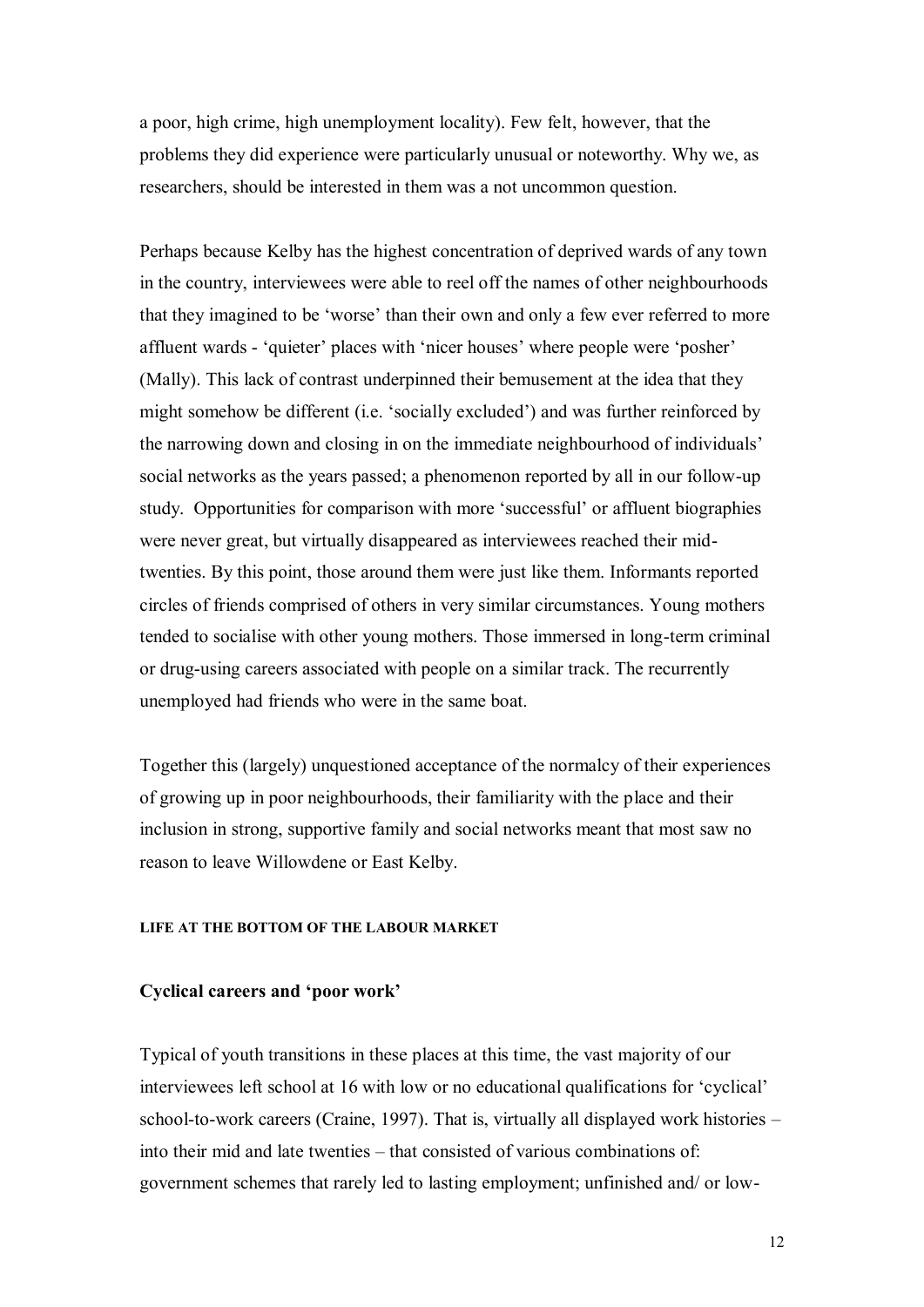a poor, high crime, high unemployment locality). Few felt, however, that the problems they did experience were particularly unusual or noteworthy. Why we, as researchers, should be interested in them was a not uncommon question.

Perhaps because Kelby has the highest concentration of deprived wards of any town in the country, interviewees were able to reel off the names of other neighbourhoods that they imagined to be 'worse' than their own and only a few ever referred to more affluent wards - 'quieter' places with 'nicer houses' where people were 'posher' (Mally). This lack of contrast underpinned their bemusement at the idea that they might somehow be different (i.e. 'socially excluded') and was further reinforced by the narrowing down and closing in on the immediate neighbourhood of individuals' social networks as the years passed; a phenomenon reported by all in our follow-up study. Opportunities for comparison with more 'successful' or affluent biographies were never great, but virtually disappeared as interviewees reached their mid-twenties. By this point, those around them were just like them. Informants reported circles of friends comprised of others in very similar circumstances. Young mothers tended to socialise with other young mothers. Those immersed in long-term criminal or drug-using careers associated with people on a similar track. The recurrently unemployed had friends who were in the same boat.

Together this (largely) unquestioned acceptance of the normalcy of their experiences of growing up in poor neighbourhoods, their familiarity with the place and their inclusion in strong, supportive family and social networks meant that most saw no reason to leave Willowdene or East Kelby.

## LIFE AT THE BOTTOM OF THE LABOUR MARKET

### Cyclical careers and 'poor work'

Typical of youth transitions in these places at this time, the vast majority of our interviewees left school at 16 with low or no educational qualifications for 'cyclical' school-to-work careers (Craine, 1997). That is, virtually all displayed work histories – into their mid and late twenties – that consisted of various combinations of: government schemes that rarely led to lasting employment; unfinished and/ or low-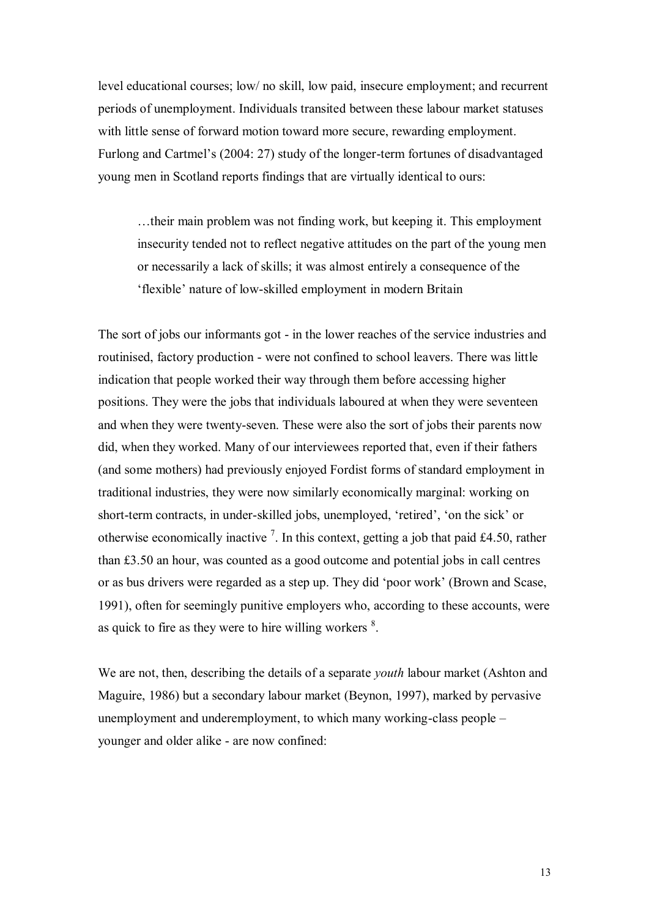level educational courses; low/ no skill, low paid, insecure employment; and recurrent periods of unemployment. Individuals transited between these labour market statuses with little sense of forward motion toward more secure, rewarding employment. Furlong and Cartmel's (2004: 27) study of the longer-term fortunes of disadvantaged young men in Scotland reports findings that are virtually identical to ours:

> …their main problem was not finding work, but keeping it. This employment insecurity tended not to reflect negative attitudes on the part of the young men or necessarily a lack of skills; it was almost entirely a consequence of the 'flexible' nature of low-skilled employment in modern Britain

The sort of jobs our informants got - in the lower reaches of the service industries and routinised, factory production - were not confined to school leavers. There was little indication that people worked their way through them before accessing higher positions. They were the jobs that individuals laboured at when they were seventeen and when they were twenty-seven. These were also the sort of jobs their parents now did, when they worked. Many of our interviewees reported that, even if their fathers (and some mothers) had previously enjoyed Fordist forms of standard employment in traditional industries, they were now similarly economically marginal: working on short-term contracts, in under-skilled jobs, unemployed, 'retired', 'on the sick' or otherwise economically inactive [7]. In this context, getting a job that paid £4.50, rather than £3.50 an hour, was counted as a good outcome and potential jobs in call centres or as bus drivers were regarded as a step up. They did 'poor work' (Brown and Scase, 1991), often for seemingly punitive employers who, according to these accounts, were as quick to fire as they were to hire willing workers [8].

We are not, then, describing the details of a separate *youth* labour market (Ashton and Maguire, 1986) but a secondary labour market (Beynon, 1997), marked by pervasive unemployment and underemployment, to which many working-class people – younger and older alike - are now confined: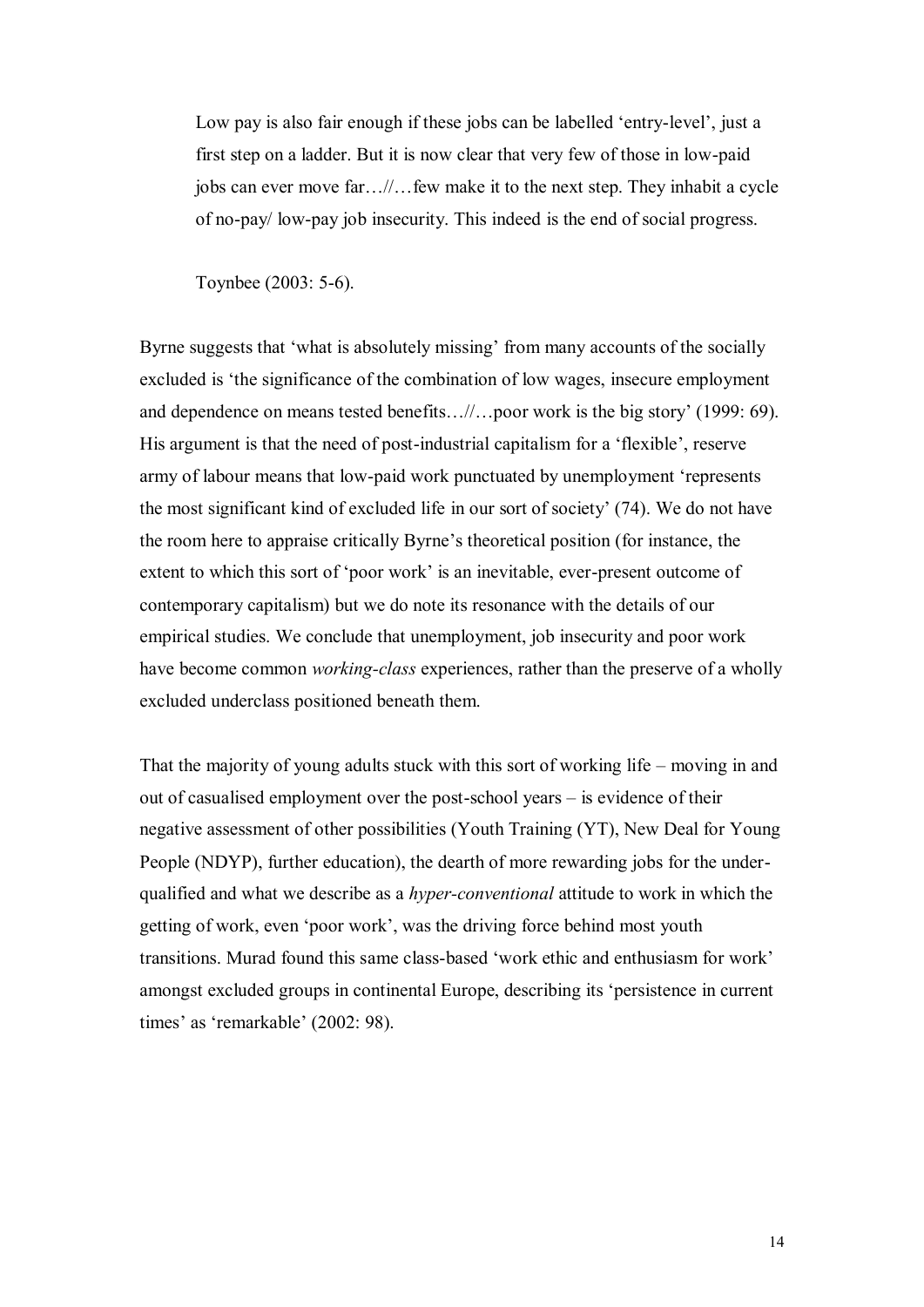> Low pay is also fair enough if these jobs can be labelled 'entry-level', just a first step on a ladder. But it is now clear that very few of those in low-paid jobs can ever move far…//…few make it to the next step. They inhabit a cycle of no-pay/ low-pay job insecurity. This indeed is the end of social progress.
>
> Toynbee (2003: 5-6).

Byrne suggests that 'what is absolutely missing' from many accounts of the socially excluded is 'the significance of the combination of low wages, insecure employment and dependence on means tested benefits…//…poor work is the big story' (1999: 69). His argument is that the need of post-industrial capitalism for a 'flexible', reserve army of labour means that low-paid work punctuated by unemployment 'represents the most significant kind of excluded life in our sort of society' (74). We do not have the room here to appraise critically Byrne's theoretical position (for instance, the extent to which this sort of 'poor work' is an inevitable, ever-present outcome of contemporary capitalism) but we do note its resonance with the details of our empirical studies. We conclude that unemployment, job insecurity and poor work have become common *working-class* experiences, rather than the preserve of a wholly excluded underclass positioned beneath them.

That the majority of young adults stuck with this sort of working life – moving in and out of casualised employment over the post-school years – is evidence of their negative assessment of other possibilities (Youth Training (YT), New Deal for Young People (NDYP), further education), the dearth of more rewarding jobs for the under-qualified and what we describe as a *hyper-conventional* attitude to work in which the getting of work, even 'poor work', was the driving force behind most youth transitions. Murad found this same class-based 'work ethic and enthusiasm for work' amongst excluded groups in continental Europe, describing its 'persistence in current times' as 'remarkable' (2002: 98).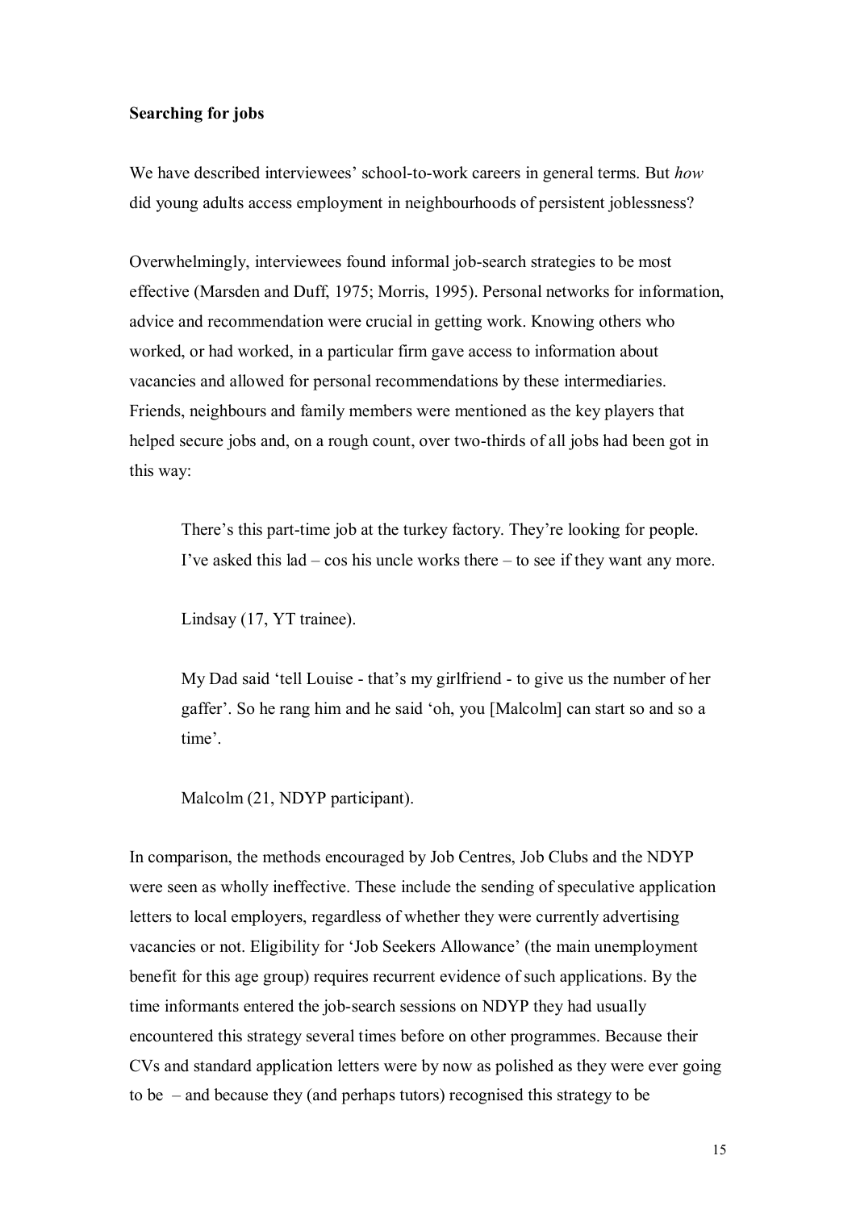**Searching for jobs**

We have described interviewees' school-to-work careers in general terms. But *how* did young adults access employment in neighbourhoods of persistent joblessness?

Overwhelmingly, interviewees found informal job-search strategies to be most effective (Marsden and Duff, 1975; Morris, 1995). Personal networks for information, advice and recommendation were crucial in getting work. Knowing others who worked, or had worked, in a particular firm gave access to information about vacancies and allowed for personal recommendations by these intermediaries. Friends, neighbours and family members were mentioned as the key players that helped secure jobs and, on a rough count, over two-thirds of all jobs had been got in this way:

> There's this part-time job at the turkey factory. They're looking for people. I've asked this lad – cos his uncle works there – to see if they want any more.
>
> Lindsay (17, YT trainee).

> My Dad said 'tell Louise - that's my girlfriend - to give us the number of her gaffer'. So he rang him and he said 'oh, you [Malcolm] can start so and so a time'.
>
> Malcolm (21, NDYP participant).

In comparison, the methods encouraged by Job Centres, Job Clubs and the NDYP were seen as wholly ineffective. These include the sending of speculative application letters to local employers, regardless of whether they were currently advertising vacancies or not. Eligibility for 'Job Seekers Allowance' (the main unemployment benefit for this age group) requires recurrent evidence of such applications. By the time informants entered the job-search sessions on NDYP they had usually encountered this strategy several times before on other programmes. Because their CVs and standard application letters were by now as polished as they were ever going to be – and because they (and perhaps tutors) recognised this strategy to be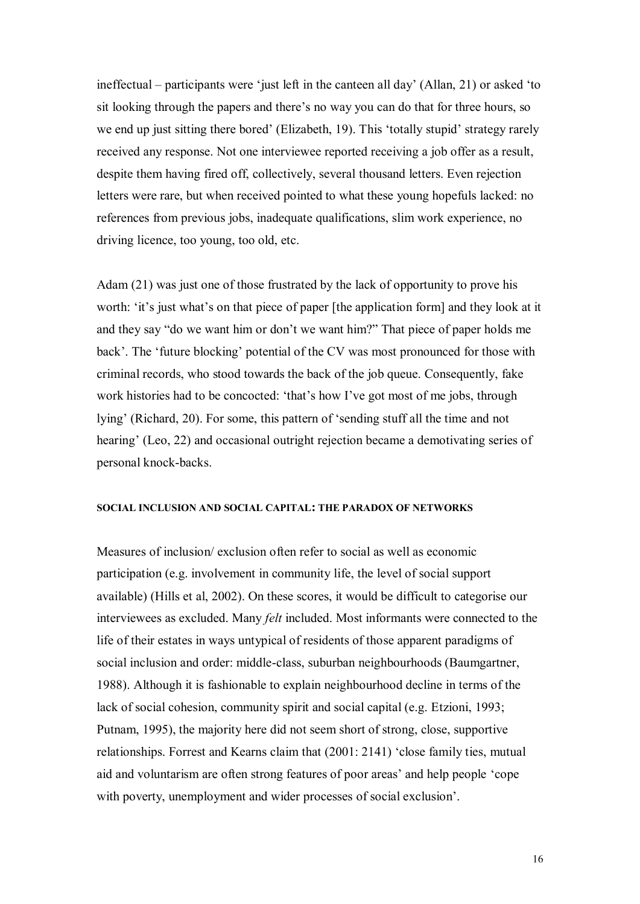ineffectual – participants were 'just left in the canteen all day' (Allan, 21) or asked 'to sit looking through the papers and there's no way you can do that for three hours, so we end up just sitting there bored' (Elizabeth, 19). This 'totally stupid' strategy rarely received any response. Not one interviewee reported receiving a job offer as a result, despite them having fired off, collectively, several thousand letters. Even rejection letters were rare, but when received pointed to what these young hopefuls lacked: no references from previous jobs, inadequate qualifications, slim work experience, no driving licence, too young, too old, etc.

Adam (21) was just one of those frustrated by the lack of opportunity to prove his worth: 'it's just what's on that piece of paper [the application form] and they look at it and they say "do we want him or don't we want him?" That piece of paper holds me back'. The 'future blocking' potential of the CV was most pronounced for those with criminal records, who stood towards the back of the job queue. Consequently, fake work histories had to be concocted: 'that's how I've got most of me jobs, through lying' (Richard, 20). For some, this pattern of 'sending stuff all the time and not hearing' (Leo, 22) and occasional outright rejection became a demotivating series of personal knock-backs.

#### SOCIAL INCLUSION AND SOCIAL CAPITAL: THE PARADOX OF NETWORKS

Measures of inclusion/ exclusion often refer to social as well as economic participation (e.g. involvement in community life, the level of social support available) (Hills et al, 2002). On these scores, it would be difficult to categorise our interviewees as excluded. Many *felt* included. Most informants were connected to the life of their estates in ways untypical of residents of those apparent paradigms of social inclusion and order: middle-class, suburban neighbourhoods (Baumgartner, 1988). Although it is fashionable to explain neighbourhood decline in terms of the lack of social cohesion, community spirit and social capital (e.g. Etzioni, 1993; Putnam, 1995), the majority here did not seem short of strong, close, supportive relationships. Forrest and Kearns claim that (2001: 2141) 'close family ties, mutual aid and voluntarism are often strong features of poor areas' and help people 'cope with poverty, unemployment and wider processes of social exclusion'.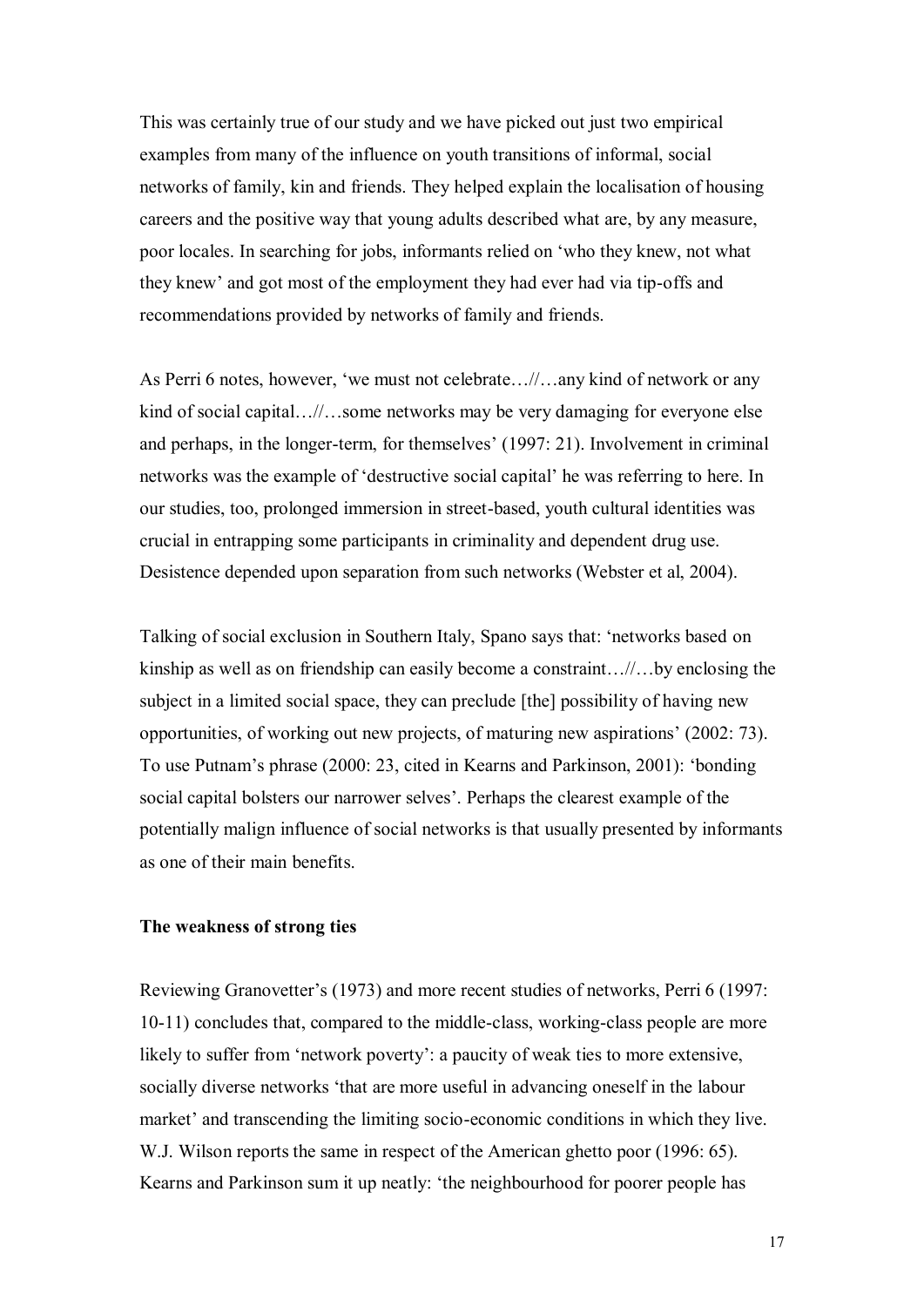This was certainly true of our study and we have picked out just two empirical examples from many of the influence on youth transitions of informal, social networks of family, kin and friends. They helped explain the localisation of housing careers and the positive way that young adults described what are, by any measure, poor locales. In searching for jobs, informants relied on 'who they knew, not what they knew' and got most of the employment they had ever had via tip-offs and recommendations provided by networks of family and friends.

As Perri 6 notes, however, 'we must not celebrate…//…any kind of network or any kind of social capital…//…some networks may be very damaging for everyone else and perhaps, in the longer-term, for themselves' (1997: 21). Involvement in criminal networks was the example of 'destructive social capital' he was referring to here. In our studies, too, prolonged immersion in street-based, youth cultural identities was crucial in entrapping some participants in criminality and dependent drug use. Desistence depended upon separation from such networks (Webster et al, 2004).

Talking of social exclusion in Southern Italy, Spano says that: 'networks based on kinship as well as on friendship can easily become a constraint…//…by enclosing the subject in a limited social space, they can preclude [the] possibility of having new opportunities, of working out new projects, of maturing new aspirations' (2002: 73). To use Putnam's phrase (2000: 23, cited in Kearns and Parkinson, 2001): 'bonding social capital bolsters our narrower selves'. Perhaps the clearest example of the potentially malign influence of social networks is that usually presented by informants as one of their main benefits.

**The weakness of strong ties**

Reviewing Granovetter's (1973) and more recent studies of networks, Perri 6 (1997: 10-11) concludes that, compared to the middle-class, working-class people are more likely to suffer from 'network poverty': a paucity of weak ties to more extensive, socially diverse networks 'that are more useful in advancing oneself in the labour market' and transcending the limiting socio-economic conditions in which they live. W.J. Wilson reports the same in respect of the American ghetto poor (1996: 65). Kearns and Parkinson sum it up neatly: 'the neighbourhood for poorer people has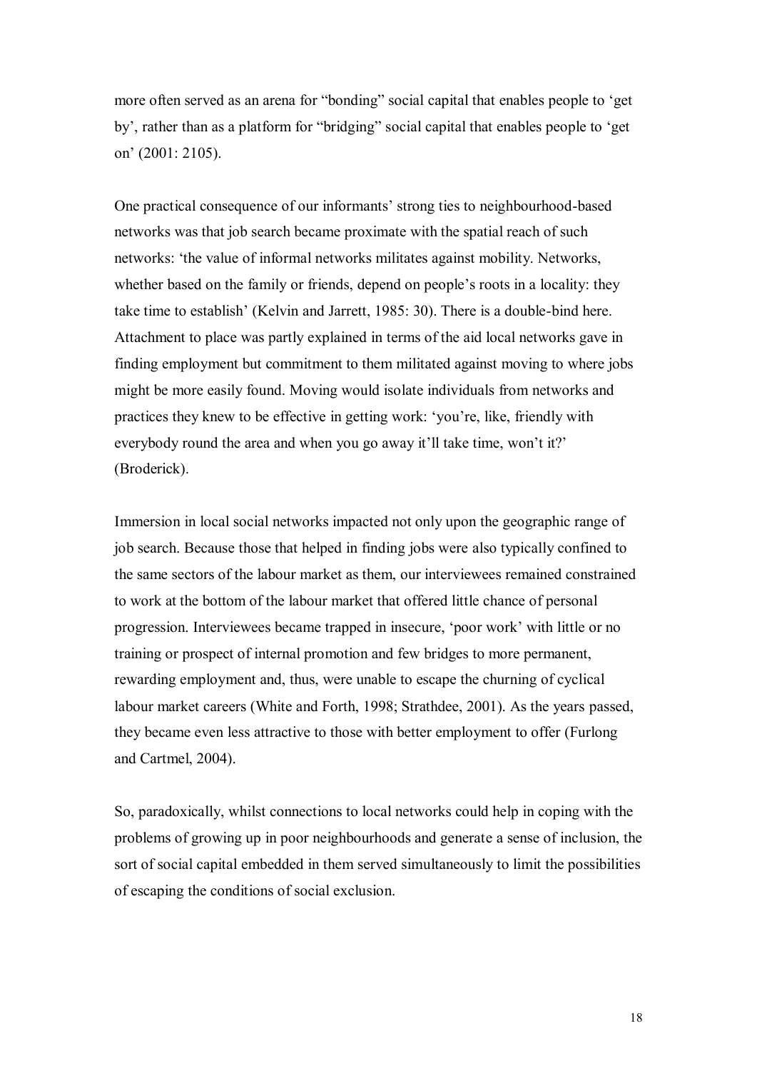more often served as an arena for "bonding" social capital that enables people to 'get by', rather than as a platform for "bridging" social capital that enables people to 'get on' (2001: 2105).

One practical consequence of our informants' strong ties to neighbourhood-based networks was that job search became proximate with the spatial reach of such networks: 'the value of informal networks militates against mobility. Networks, whether based on the family or friends, depend on people's roots in a locality: they take time to establish' (Kelvin and Jarrett, 1985: 30). There is a double-bind here. Attachment to place was partly explained in terms of the aid local networks gave in finding employment but commitment to them militated against moving to where jobs might be more easily found. Moving would isolate individuals from networks and practices they knew to be effective in getting work: 'you're, like, friendly with everybody round the area and when you go away it'll take time, won't it?' (Broderick).

Immersion in local social networks impacted not only upon the geographic range of job search. Because those that helped in finding jobs were also typically confined to the same sectors of the labour market as them, our interviewees remained constrained to work at the bottom of the labour market that offered little chance of personal progression. Interviewees became trapped in insecure, 'poor work' with little or no training or prospect of internal promotion and few bridges to more permanent, rewarding employment and, thus, were unable to escape the churning of cyclical labour market careers (White and Forth, 1998; Strathdee, 2001). As the years passed, they became even less attractive to those with better employment to offer (Furlong and Cartmel, 2004).

So, paradoxically, whilst connections to local networks could help in coping with the problems of growing up in poor neighbourhoods and generate a sense of inclusion, the sort of social capital embedded in them served simultaneously to limit the possibilities of escaping the conditions of social exclusion.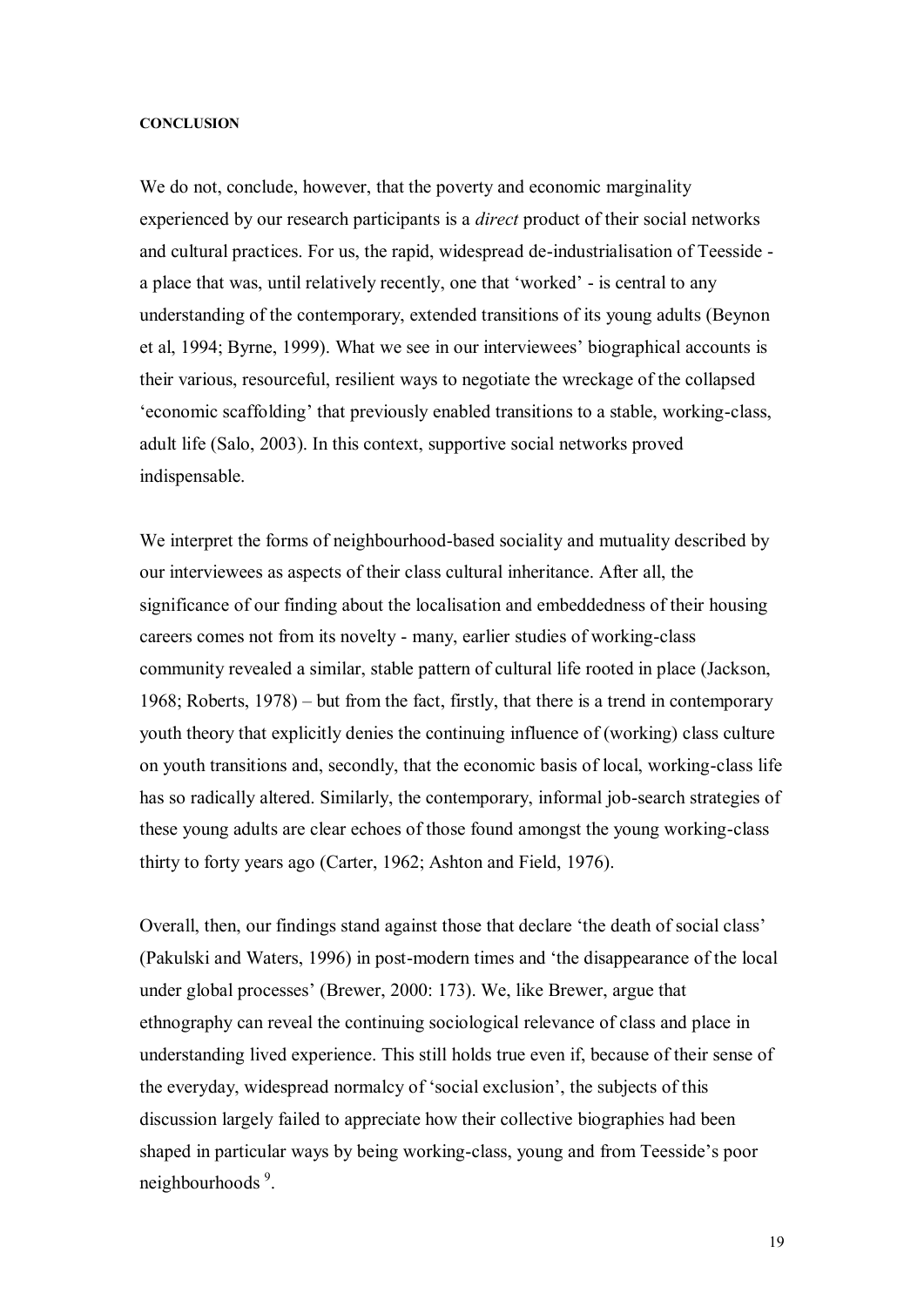#### CONCLUSION

We do not, conclude, however, that the poverty and economic marginality experienced by our research participants is a *direct* product of their social networks and cultural practices. For us, the rapid, widespread de-industrialisation of Teesside - a place that was, until relatively recently, one that 'worked' - is central to any understanding of the contemporary, extended transitions of its young adults (Beynon et al, 1994; Byrne, 1999). What we see in our interviewees' biographical accounts is their various, resourceful, resilient ways to negotiate the wreckage of the collapsed 'economic scaffolding' that previously enabled transitions to a stable, working-class, adult life (Salo, 2003). In this context, supportive social networks proved indispensable.

We interpret the forms of neighbourhood-based sociality and mutuality described by our interviewees as aspects of their class cultural inheritance. After all, the significance of our finding about the localisation and embeddedness of their housing careers comes not from its novelty - many, earlier studies of working-class community revealed a similar, stable pattern of cultural life rooted in place (Jackson, 1968; Roberts, 1978) – but from the fact, firstly, that there is a trend in contemporary youth theory that explicitly denies the continuing influence of (working) class culture on youth transitions and, secondly, that the economic basis of local, working-class life has so radically altered. Similarly, the contemporary, informal job-search strategies of these young adults are clear echoes of those found amongst the young working-class thirty to forty years ago (Carter, 1962; Ashton and Field, 1976).

Overall, then, our findings stand against those that declare 'the death of social class' (Pakulski and Waters, 1996) in post-modern times and 'the disappearance of the local under global processes' (Brewer, 2000: 173). We, like Brewer, argue that ethnography can reveal the continuing sociological relevance of class and place in understanding lived experience. This still holds true even if, because of their sense of the everyday, widespread normalcy of 'social exclusion', the subjects of this discussion largely failed to appreciate how their collective biographies had been shaped in particular ways by being working-class, young and from Teesside's poor neighbourhoods [9].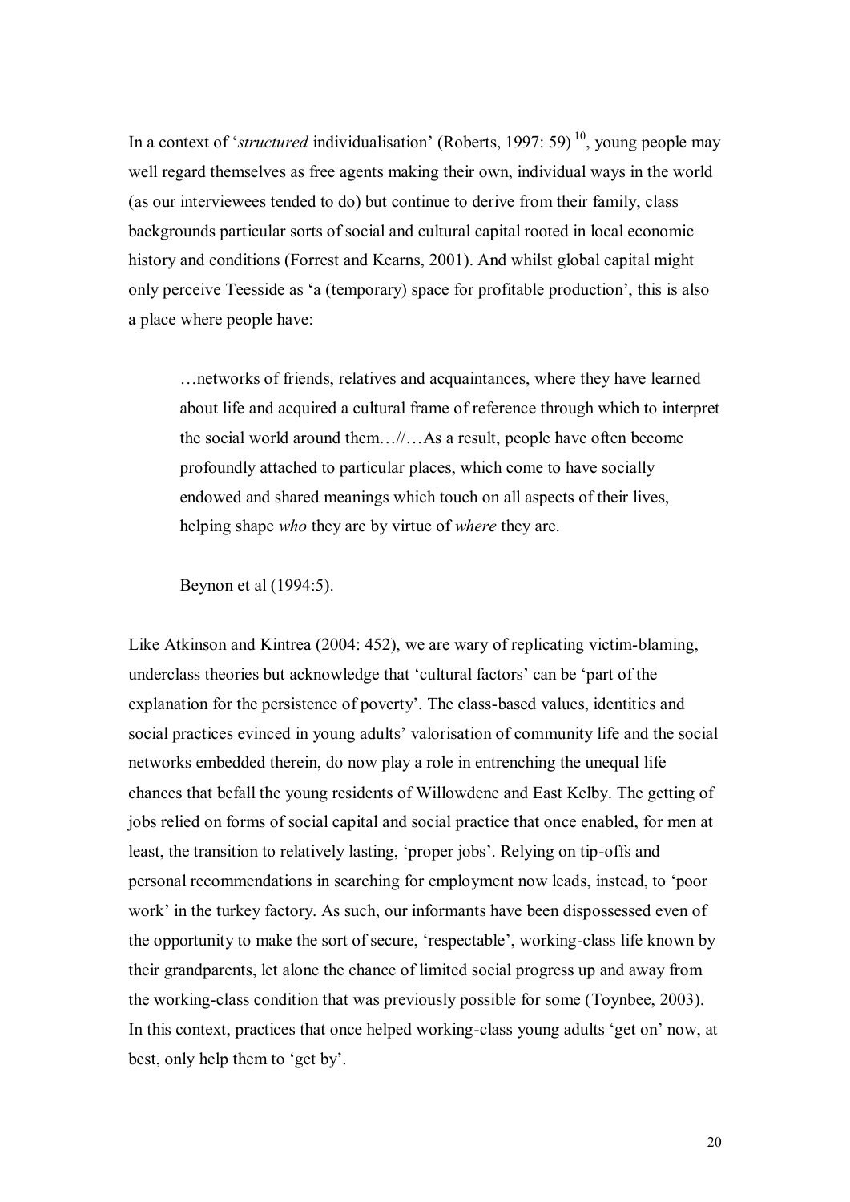In a context of '*structured* individualisation' (Roberts, 1997: 59) [10], young people may well regard themselves as free agents making their own, individual ways in the world (as our interviewees tended to do) but continue to derive from their family, class backgrounds particular sorts of social and cultural capital rooted in local economic history and conditions (Forrest and Kearns, 2001). And whilst global capital might only perceive Teesside as 'a (temporary) space for profitable production', this is also a place where people have:

> …networks of friends, relatives and acquaintances, where they have learned about life and acquired a cultural frame of reference through which to interpret the social world around them…//…As a result, people have often become profoundly attached to particular places, which come to have socially endowed and shared meanings which touch on all aspects of their lives, helping shape *who* they are by virtue of *where* they are.
>
> Beynon et al (1994:5).

Like Atkinson and Kintrea (2004: 452), we are wary of replicating victim-blaming, underclass theories but acknowledge that 'cultural factors' can be 'part of the explanation for the persistence of poverty'. The class-based values, identities and social practices evinced in young adults' valorisation of community life and the social networks embedded therein, do now play a role in entrenching the unequal life chances that befall the young residents of Willowdene and East Kelby. The getting of jobs relied on forms of social capital and social practice that once enabled, for men at least, the transition to relatively lasting, 'proper jobs'. Relying on tip-offs and personal recommendations in searching for employment now leads, instead, to 'poor work' in the turkey factory. As such, our informants have been dispossessed even of the opportunity to make the sort of secure, 'respectable', working-class life known by their grandparents, let alone the chance of limited social progress up and away from the working-class condition that was previously possible for some (Toynbee, 2003). In this context, practices that once helped working-class young adults 'get on' now, at best, only help them to 'get by'.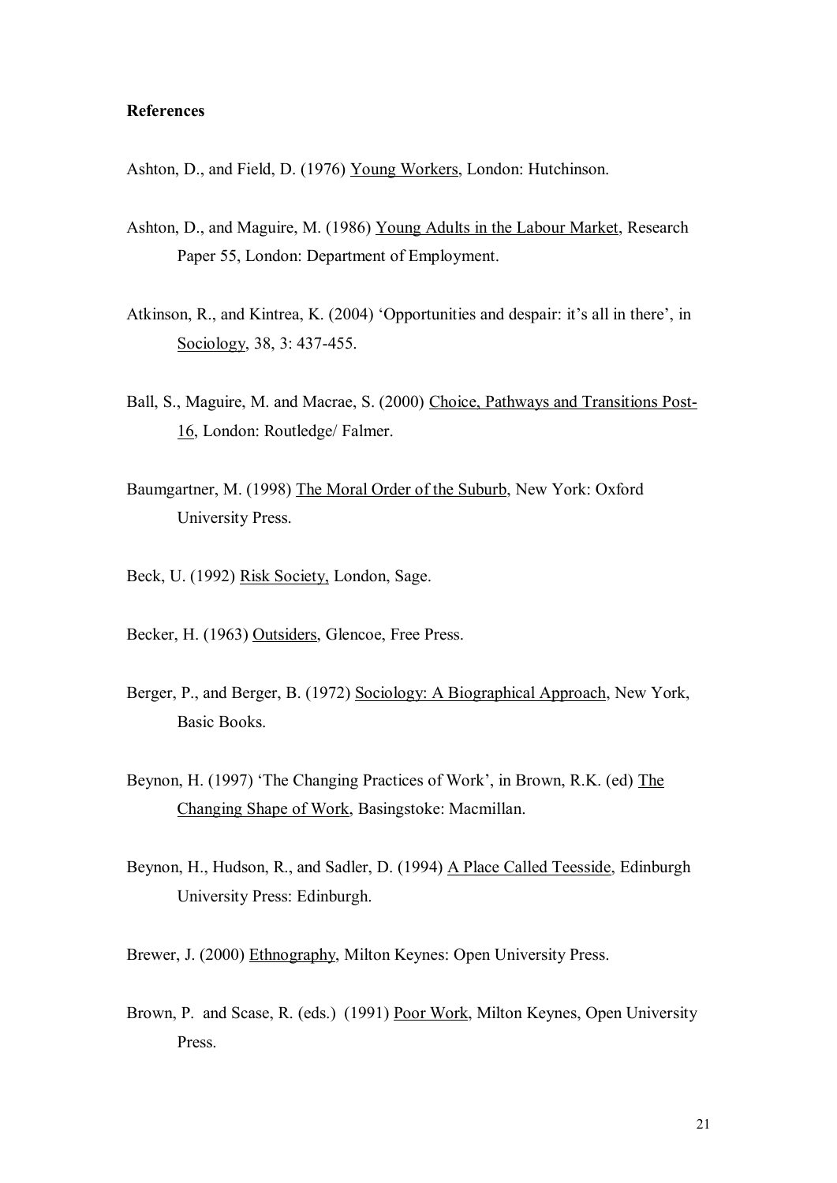**References**

Ashton, D., and Field, D. (1976) Young Workers, London: Hutchinson.

Ashton, D., and Maguire, M. (1986) Young Adults in the Labour Market, Research Paper 55, London: Department of Employment.

Atkinson, R., and Kintrea, K. (2004) 'Opportunities and despair: it's all in there', in Sociology, 38, 3: 437-455.

Ball, S., Maguire, M. and Macrae, S. (2000) Choice, Pathways and Transitions Post-16, London: Routledge/ Falmer.

Baumgartner, M. (1998) The Moral Order of the Suburb, New York: Oxford University Press.

Beck, U. (1992) Risk Society, London, Sage.

Becker, H. (1963) Outsiders, Glencoe, Free Press.

Berger, P., and Berger, B. (1972) Sociology: A Biographical Approach, New York, Basic Books.

Beynon, H. (1997) 'The Changing Practices of Work', in Brown, R.K. (ed) The Changing Shape of Work, Basingstoke: Macmillan.

Beynon, H., Hudson, R., and Sadler, D. (1994) A Place Called Teesside, Edinburgh University Press: Edinburgh.

Brewer, J. (2000) Ethnography, Milton Keynes: Open University Press.

Brown, P. and Scase, R. (eds.) (1991) Poor Work, Milton Keynes, Open University Press.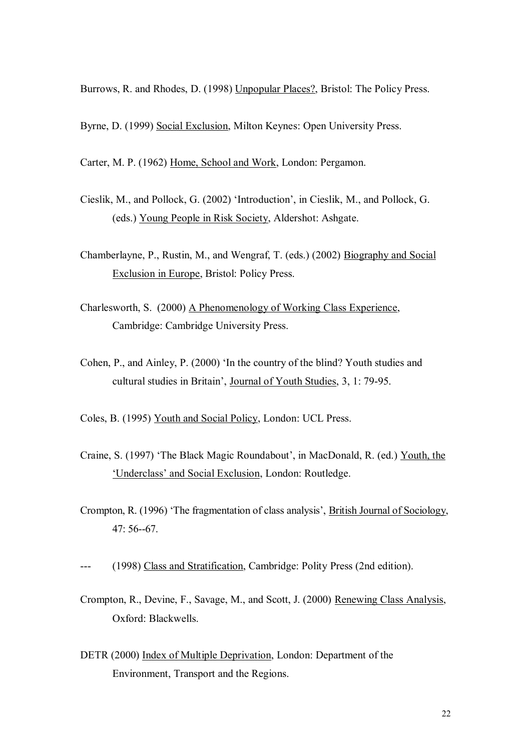Burrows, R. and Rhodes, D. (1998) Unpopular Places?, Bristol: The Policy Press.

Byrne, D. (1999) Social Exclusion, Milton Keynes: Open University Press.

Carter, M. P. (1962) Home, School and Work, London: Pergamon.

Cieslik, M., and Pollock, G. (2002) 'Introduction', in Cieslik, M., and Pollock, G. (eds.) Young People in Risk Society, Aldershot: Ashgate.

Chamberlayne, P., Rustin, M., and Wengraf, T. (eds.) (2002) Biography and Social Exclusion in Europe, Bristol: Policy Press.

Charlesworth, S. (2000) A Phenomenology of Working Class Experience, Cambridge: Cambridge University Press.

Cohen, P., and Ainley, P. (2000) 'In the country of the blind? Youth studies and cultural studies in Britain', Journal of Youth Studies, 3, 1: 79-95.

Coles, B. (1995) Youth and Social Policy, London: UCL Press.

Craine, S. (1997) 'The Black Magic Roundabout', in MacDonald, R. (ed.) Youth, the 'Underclass' and Social Exclusion, London: Routledge.

Crompton, R. (1996) 'The fragmentation of class analysis', British Journal of Sociology, 47: 56--67.

--- (1998) Class and Stratification, Cambridge: Polity Press (2nd edition).

Crompton, R., Devine, F., Savage, M., and Scott, J. (2000) Renewing Class Analysis, Oxford: Blackwells.

DETR (2000) Index of Multiple Deprivation, London: Department of the Environment, Transport and the Regions.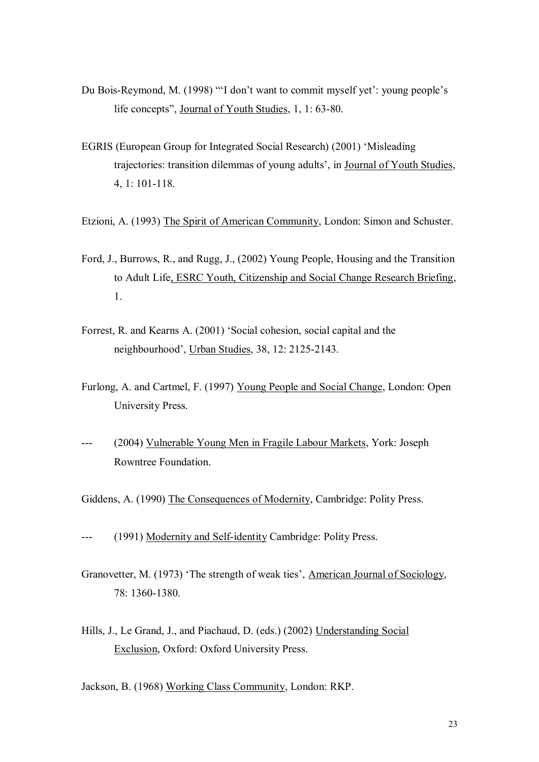Du Bois-Reymond, M. (1998) "'I don't want to commit myself yet': young people's life concepts", Journal of Youth Studies, 1, 1: 63-80.

EGRIS (European Group for Integrated Social Research) (2001) 'Misleading trajectories: transition dilemmas of young adults', in Journal of Youth Studies, 4, 1: 101-118.

Etzioni, A. (1993) The Spirit of American Community, London: Simon and Schuster.

Ford, J., Burrows, R., and Rugg, J., (2002) Young People, Housing and the Transition to Adult Life, ESRC Youth, Citizenship and Social Change Research Briefing, 1.

Forrest, R. and Kearns A. (2001) 'Social cohesion, social capital and the neighbourhood', Urban Studies, 38, 12: 2125-2143.

Furlong, A. and Cartmel, F. (1997) Young People and Social Change, London: Open University Press.

--- (2004) Vulnerable Young Men in Fragile Labour Markets, York: Joseph Rowntree Foundation.

Giddens, A. (1990) The Consequences of Modernity, Cambridge: Polity Press.

--- (1991) Modernity and Self-identity Cambridge: Polity Press.

Granovetter, M. (1973) 'The strength of weak ties', American Journal of Sociology, 78: 1360-1380.

Hills, J., Le Grand, J., and Piachaud, D. (eds.) (2002) Understanding Social Exclusion, Oxford: Oxford University Press.

Jackson, B. (1968) Working Class Community, London: RKP.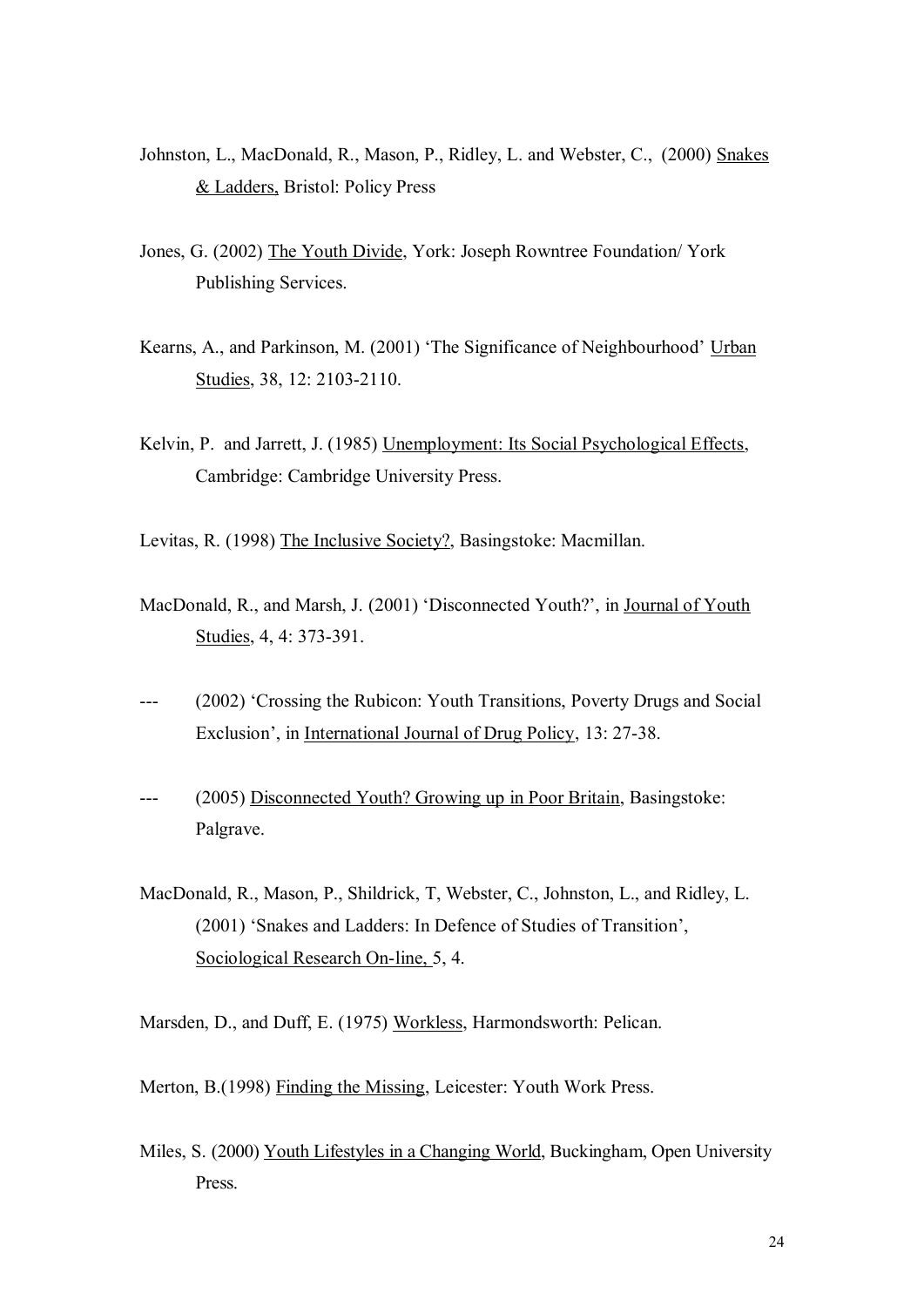Johnston, L., MacDonald, R., Mason, P., Ridley, L. and Webster, C., (2000) Snakes & Ladders, Bristol: Policy Press

Jones, G. (2002) The Youth Divide, York: Joseph Rowntree Foundation/ York Publishing Services.

Kearns, A., and Parkinson, M. (2001) 'The Significance of Neighbourhood' Urban Studies, 38, 12: 2103-2110.

Kelvin, P. and Jarrett, J. (1985) Unemployment: Its Social Psychological Effects, Cambridge: Cambridge University Press.

Levitas, R. (1998) The Inclusive Society?, Basingstoke: Macmillan.

MacDonald, R., and Marsh, J. (2001) 'Disconnected Youth?', in Journal of Youth Studies, 4, 4: 373-391.

--- (2002) 'Crossing the Rubicon: Youth Transitions, Poverty Drugs and Social Exclusion', in International Journal of Drug Policy, 13: 27-38.

--- (2005) Disconnected Youth? Growing up in Poor Britain, Basingstoke: Palgrave.

MacDonald, R., Mason, P., Shildrick, T, Webster, C., Johnston, L., and Ridley, L. (2001) 'Snakes and Ladders: In Defence of Studies of Transition', Sociological Research On-line, 5, 4.

Marsden, D., and Duff, E. (1975) Workless, Harmondsworth: Pelican.

Merton, B.(1998) Finding the Missing, Leicester: Youth Work Press.

Miles, S. (2000) Youth Lifestyles in a Changing World, Buckingham, Open University Press.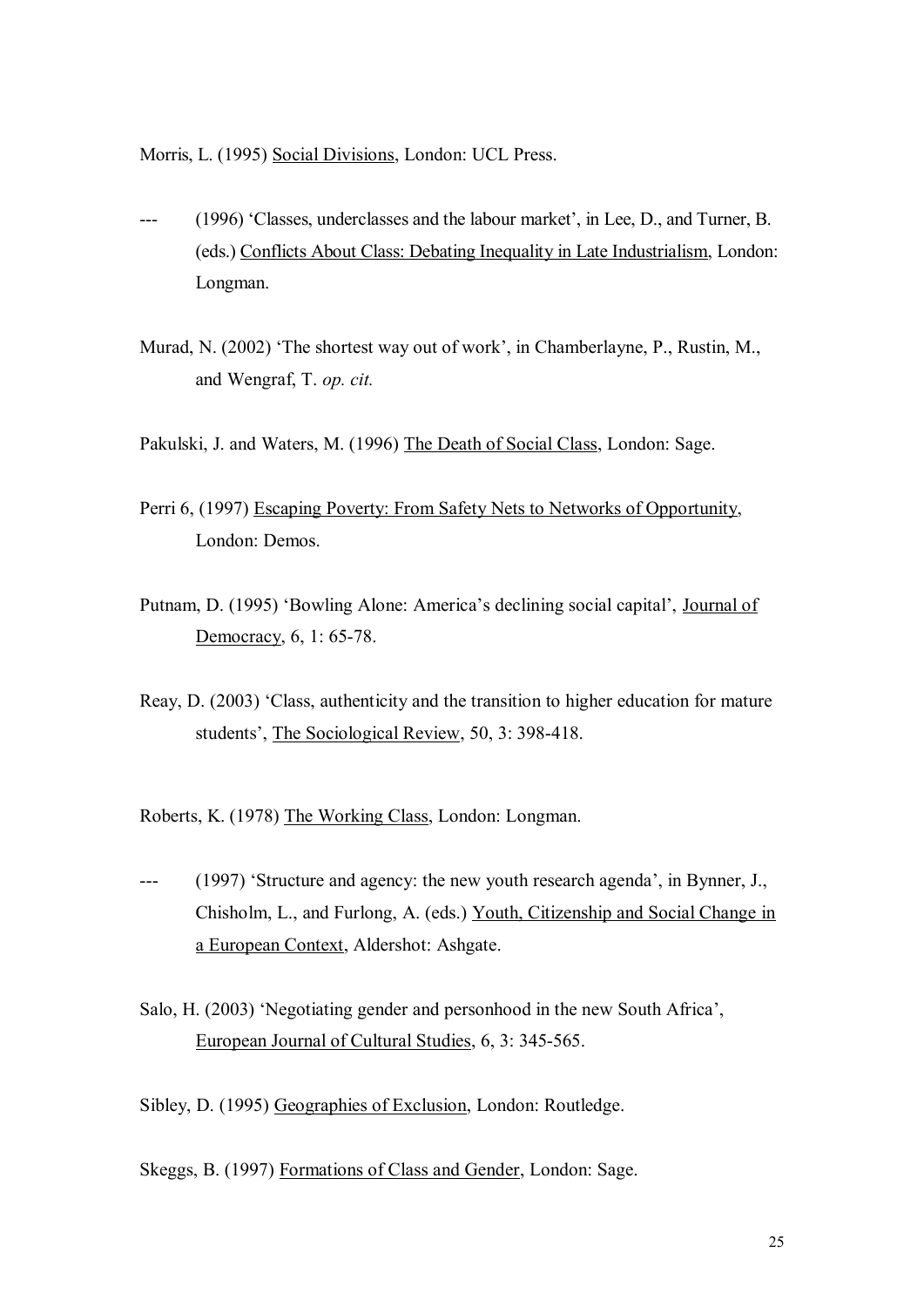Morris, L. (1995) Social Divisions, London: UCL Press.

--- (1996) 'Classes, underclasses and the labour market', in Lee, D., and Turner, B. (eds.) Conflicts About Class: Debating Inequality in Late Industrialism, London: Longman.

Murad, N. (2002) 'The shortest way out of work', in Chamberlayne, P., Rustin, M., and Wengraf, T. *op. cit.*

Pakulski, J. and Waters, M. (1996) The Death of Social Class, London: Sage.

Perri 6, (1997) Escaping Poverty: From Safety Nets to Networks of Opportunity, London: Demos.

Putnam, D. (1995) 'Bowling Alone: America's declining social capital', Journal of Democracy, 6, 1: 65-78.

Reay, D. (2003) 'Class, authenticity and the transition to higher education for mature students', The Sociological Review, 50, 3: 398-418.

Roberts, K. (1978) The Working Class, London: Longman.

--- (1997) 'Structure and agency: the new youth research agenda', in Bynner, J., Chisholm, L., and Furlong, A. (eds.) Youth, Citizenship and Social Change in a European Context, Aldershot: Ashgate.

Salo, H. (2003) 'Negotiating gender and personhood in the new South Africa', European Journal of Cultural Studies, 6, 3: 345-565.

Sibley, D. (1995) Geographies of Exclusion, London: Routledge.

Skeggs, B. (1997) Formations of Class and Gender, London: Sage.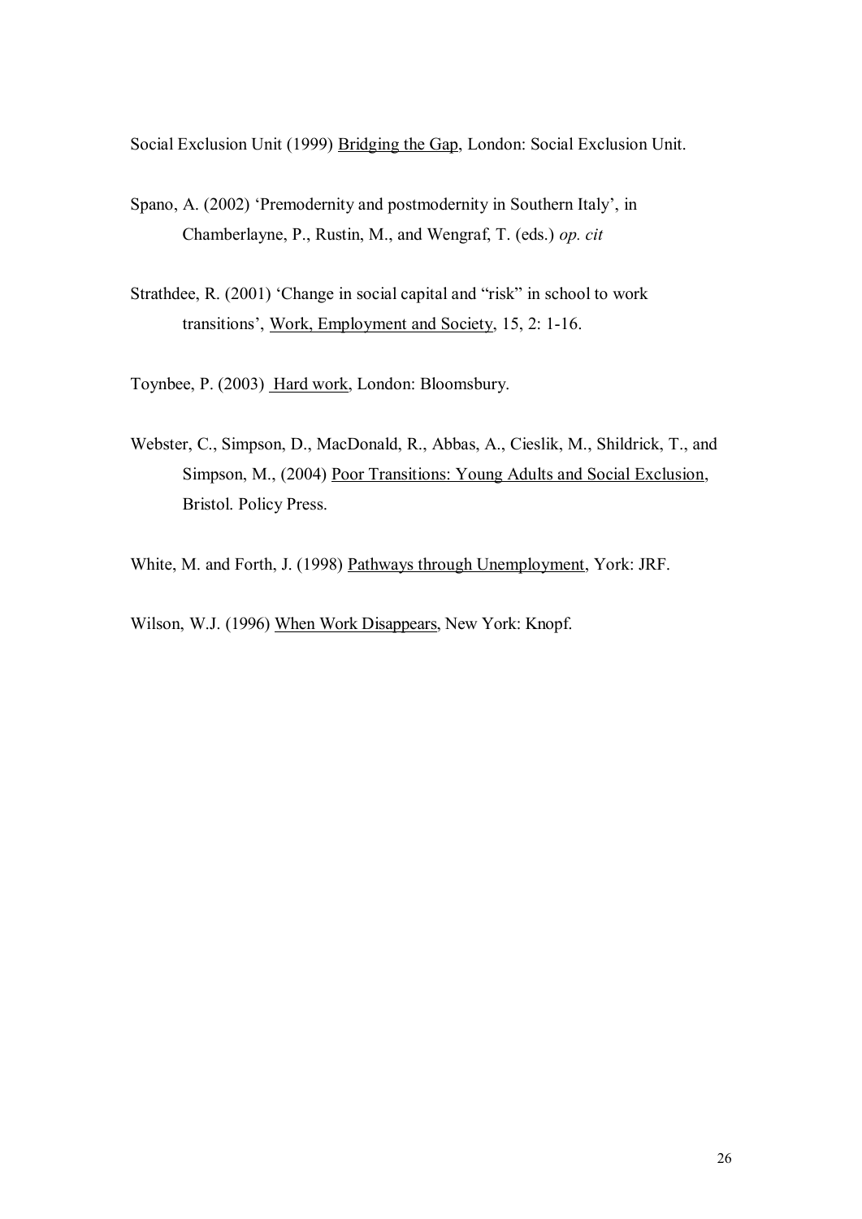Social Exclusion Unit (1999) Bridging the Gap, London: Social Exclusion Unit.

Spano, A. (2002) 'Premodernity and postmodernity in Southern Italy', in Chamberlayne, P., Rustin, M., and Wengraf, T. (eds.) *op. cit*

Strathdee, R. (2001) 'Change in social capital and "risk" in school to work transitions', Work, Employment and Society, 15, 2: 1-16.

Toynbee, P. (2003) Hard work, London: Bloomsbury.

Webster, C., Simpson, D., MacDonald, R., Abbas, A., Cieslik, M., Shildrick, T., and Simpson, M., (2004) Poor Transitions: Young Adults and Social Exclusion, Bristol. Policy Press.

White, M. and Forth, J. (1998) Pathways through Unemployment, York: JRF.

Wilson, W.J. (1996) When Work Disappears, New York: Knopf.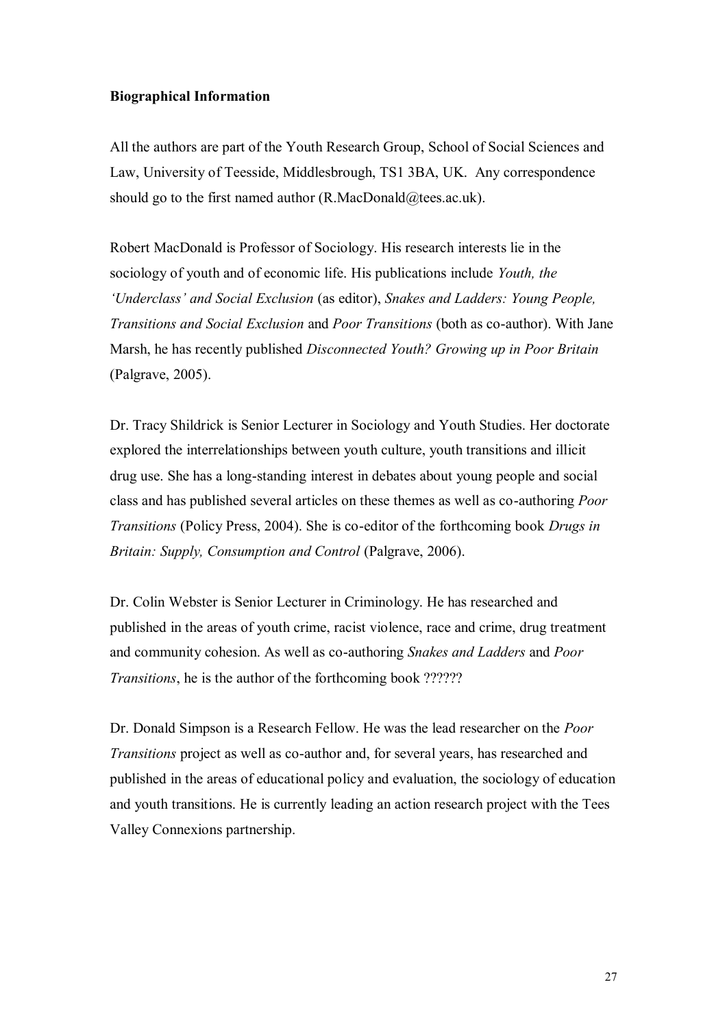**Biographical Information**

All the authors are part of the Youth Research Group, School of Social Sciences and Law, University of Teesside, Middlesbrough, TS1 3BA, UK. Any correspondence should go to the first named author (R.MacDonald@tees.ac.uk).

Robert MacDonald is Professor of Sociology. His research interests lie in the sociology of youth and of economic life. His publications include *Youth, the 'Underclass' and Social Exclusion* (as editor), *Snakes and Ladders: Young People, Transitions and Social Exclusion* and *Poor Transitions* (both as co-author). With Jane Marsh, he has recently published *Disconnected Youth? Growing up in Poor Britain* (Palgrave, 2005).

Dr. Tracy Shildrick is Senior Lecturer in Sociology and Youth Studies. Her doctorate explored the interrelationships between youth culture, youth transitions and illicit drug use. She has a long-standing interest in debates about young people and social class and has published several articles on these themes as well as co-authoring *Poor Transitions* (Policy Press, 2004). She is co-editor of the forthcoming book *Drugs in Britain: Supply, Consumption and Control* (Palgrave, 2006).

Dr. Colin Webster is Senior Lecturer in Criminology. He has researched and published in the areas of youth crime, racist violence, race and crime, drug treatment and community cohesion. As well as co-authoring *Snakes and Ladders* and *Poor Transitions*, he is the author of the forthcoming book ??????

Dr. Donald Simpson is a Research Fellow. He was the lead researcher on the *Poor Transitions* project as well as co-author and, for several years, has researched and published in the areas of educational policy and evaluation, the sociology of education and youth transitions. He is currently leading an action research project with the Tees Valley Connexions partnership.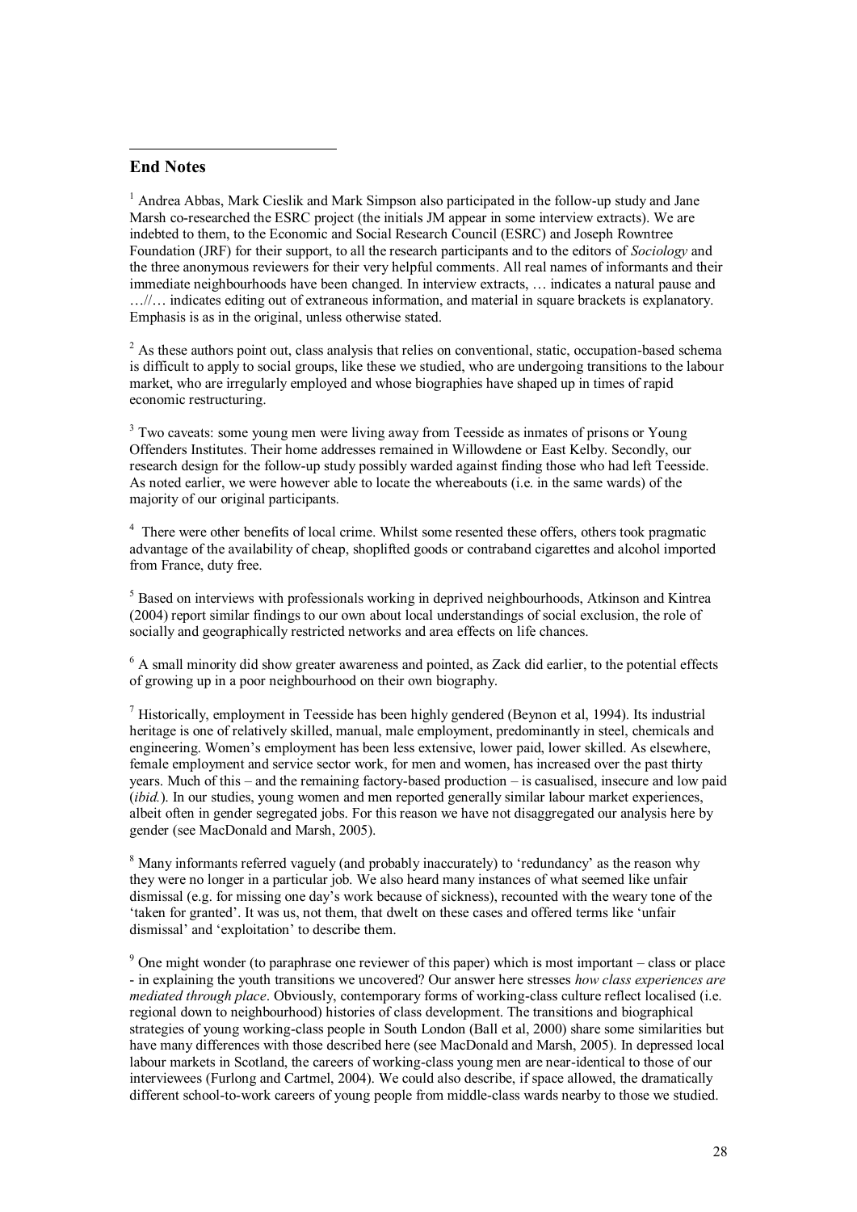## End Notes

[1] Andrea Abbas, Mark Cieslik and Mark Simpson also participated in the follow-up study and Jane Marsh co-researched the ESRC project (the initials JM appear in some interview extracts). We are indebted to them, to the Economic and Social Research Council (ESRC) and Joseph Rowntree Foundation (JRF) for their support, to all the research participants and to the editors of *Sociology* and the three anonymous reviewers for their very helpful comments. All real names of informants and their immediate neighbourhoods have been changed. In interview extracts, … indicates a natural pause and …//… indicates editing out of extraneous information, and material in square brackets is explanatory. Emphasis is as in the original, unless otherwise stated.

[2] As these authors point out, class analysis that relies on conventional, static, occupation-based schema is difficult to apply to social groups, like these we studied, who are undergoing transitions to the labour market, who are irregularly employed and whose biographies have shaped up in times of rapid economic restructuring.

[3] Two caveats: some young men were living away from Teesside as inmates of prisons or Young Offenders Institutes. Their home addresses remained in Willowdene or East Kelby. Secondly, our research design for the follow-up study possibly warded against finding those who had left Teesside. As noted earlier, we were however able to locate the whereabouts (i.e. in the same wards) of the majority of our original participants.

[4] There were other benefits of local crime. Whilst some resented these offers, others took pragmatic advantage of the availability of cheap, shoplifted goods or contraband cigarettes and alcohol imported from France, duty free.

[5] Based on interviews with professionals working in deprived neighbourhoods, Atkinson and Kintrea (2004) report similar findings to our own about local understandings of social exclusion, the role of socially and geographically restricted networks and area effects on life chances.

[6] A small minority did show greater awareness and pointed, as Zack did earlier, to the potential effects of growing up in a poor neighbourhood on their own biography.

[7] Historically, employment in Teesside has been highly gendered (Beynon et al, 1994). Its industrial heritage is one of relatively skilled, manual, male employment, predominantly in steel, chemicals and engineering. Women's employment has been less extensive, lower paid, lower skilled. As elsewhere, female employment and service sector work, for men and women, has increased over the past thirty years. Much of this – and the remaining factory-based production – is casualised, insecure and low paid (*ibid.*). In our studies, young women and men reported generally similar labour market experiences, albeit often in gender segregated jobs. For this reason we have not disaggregated our analysis here by gender (see MacDonald and Marsh, 2005).

[8] Many informants referred vaguely (and probably inaccurately) to 'redundancy' as the reason why they were no longer in a particular job. We also heard many instances of what seemed like unfair dismissal (e.g. for missing one day's work because of sickness), recounted with the weary tone of the 'taken for granted'. It was us, not them, that dwelt on these cases and offered terms like 'unfair dismissal' and 'exploitation' to describe them.

[9] One might wonder (to paraphrase one reviewer of this paper) which is most important – class or place - in explaining the youth transitions we uncovered? Our answer here stresses *how class experiences are mediated through place*. Obviously, contemporary forms of working-class culture reflect localised (i.e. regional down to neighbourhood) histories of class development. The transitions and biographical strategies of young working-class people in South London (Ball et al, 2000) share some similarities but have many differences with those described here (see MacDonald and Marsh, 2005). In depressed local labour markets in Scotland, the careers of working-class young men are near-identical to those of our interviewees (Furlong and Cartmel, 2004). We could also describe, if space allowed, the dramatically different school-to-work careers of young people from middle-class wards nearby to those we studied.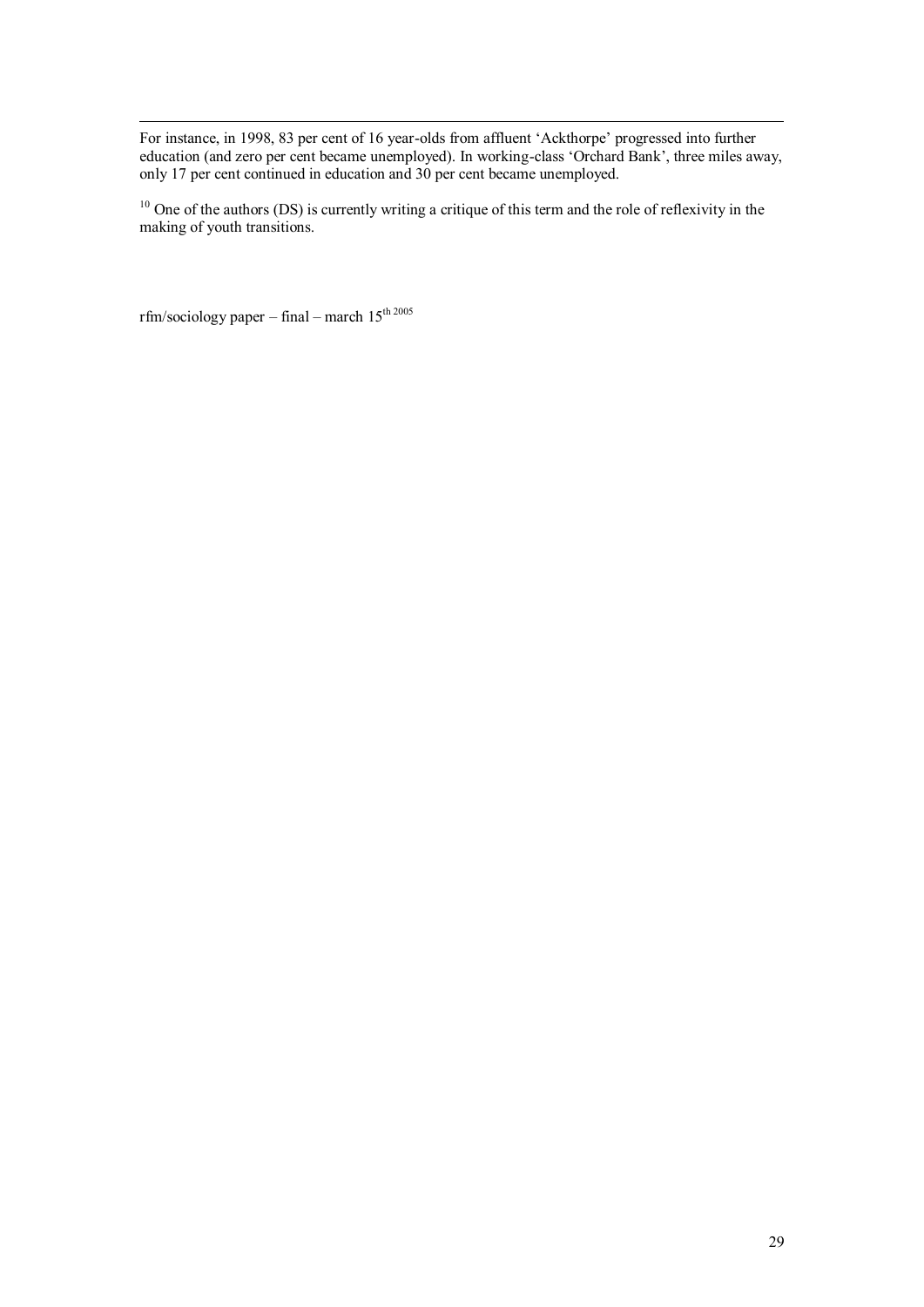For instance, in 1998, 83 per cent of 16 year-olds from affluent 'Ackthorpe' progressed into further education (and zero per cent became unemployed). In working-class 'Orchard Bank', three miles away, only 17 per cent continued in education and 30 per cent became unemployed.

[10] One of the authors (DS) is currently writing a critique of this term and the role of reflexivity in the making of youth transitions.

rfm/sociology paper – final – march 15th 2005